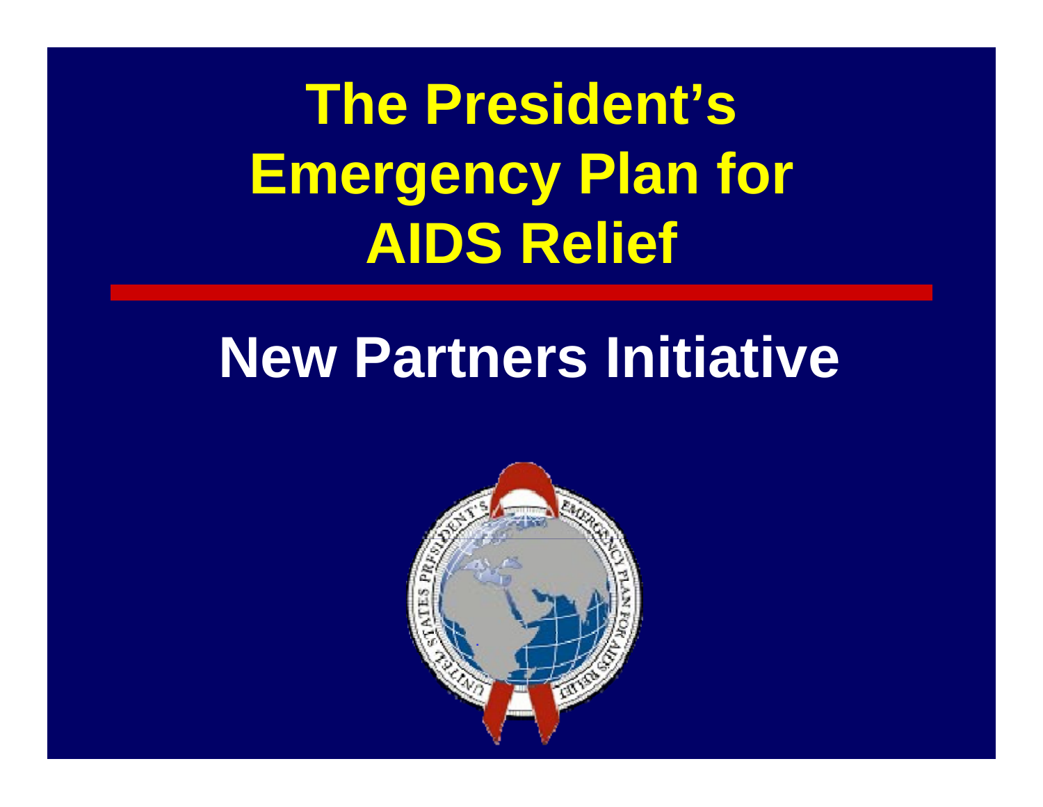# The President's Emergency Plan for AIDS Relief

## New Partners Initiative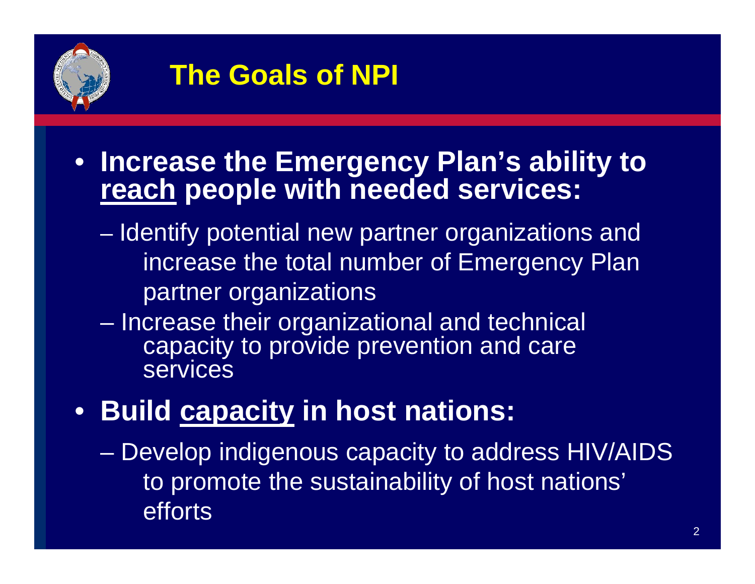# The Goals of NPI

- **Increase the Emergency Plan's ability to reach people with needed services:**
  - Identify potential new partner organizations and increase the total number of Emergency Plan partner organizations
  - Increase their organizational and technical capacity to provide prevention and care services
- **Build capacity in host nations:**
  - Develop indigenous capacity to address HIV/AIDS to promote the sustainability of host nations' efforts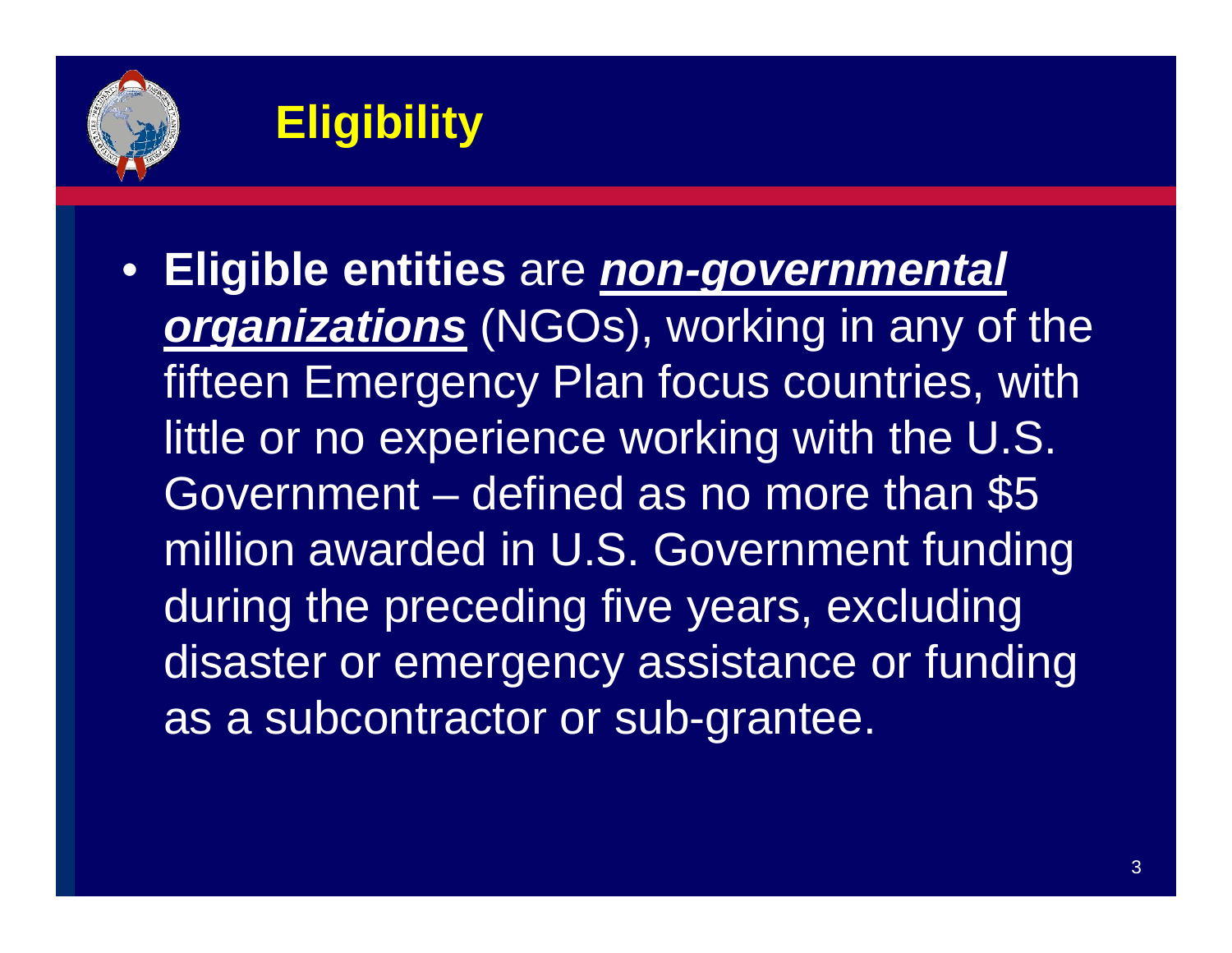# Eligibility

- **Eligible entities** are ***non-governmental organizations*** (NGOs), working in any of the fifteen Emergency Plan focus countries, with little or no experience working with the U.S. Government – defined as no more than $5 million awarded in U.S. Government funding during the preceding five years, excluding disaster or emergency assistance or funding as a subcontractor or sub-grantee.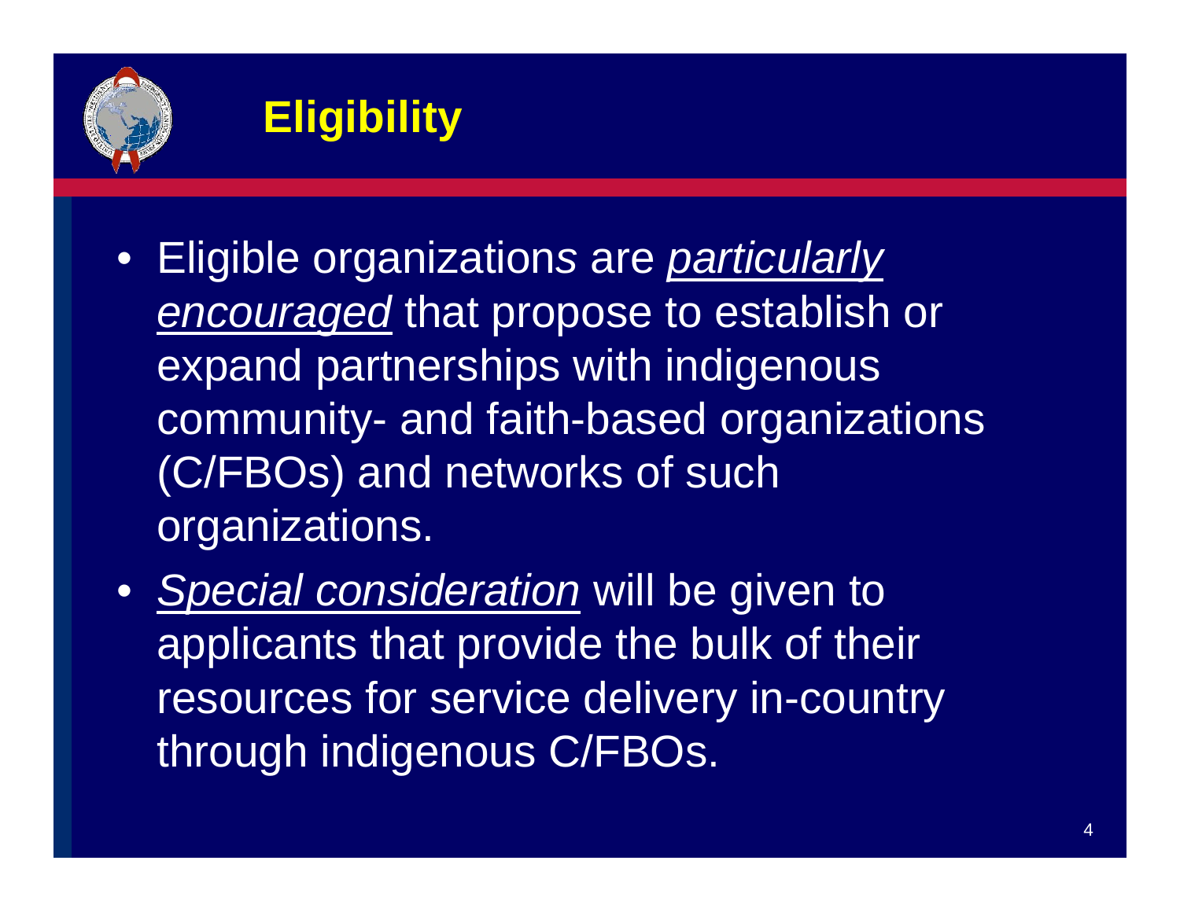# Eligibility

- Eligible organizations are *particularly encouraged* that propose to establish or expand partnerships with indigenous community- and faith-based organizations (C/FBOs) and networks of such organizations.
- *Special consideration* will be given to applicants that provide the bulk of their resources for service delivery in-country through indigenous C/FBOs.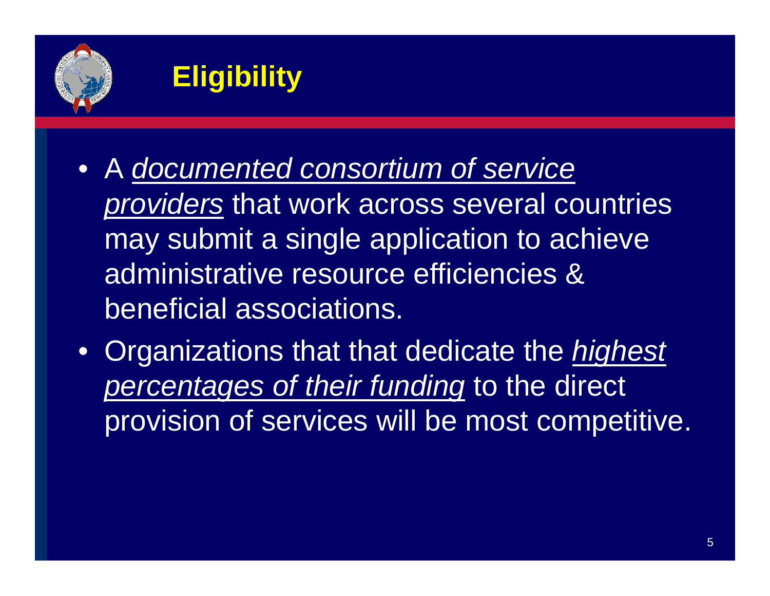# Eligibility

- A *documented consortium of service providers* that work across several countries may submit a single application to achieve administrative resource efficiencies & beneficial associations.
- Organizations that that dedicate the *highest percentages of their funding* to the direct provision of services will be most competitive.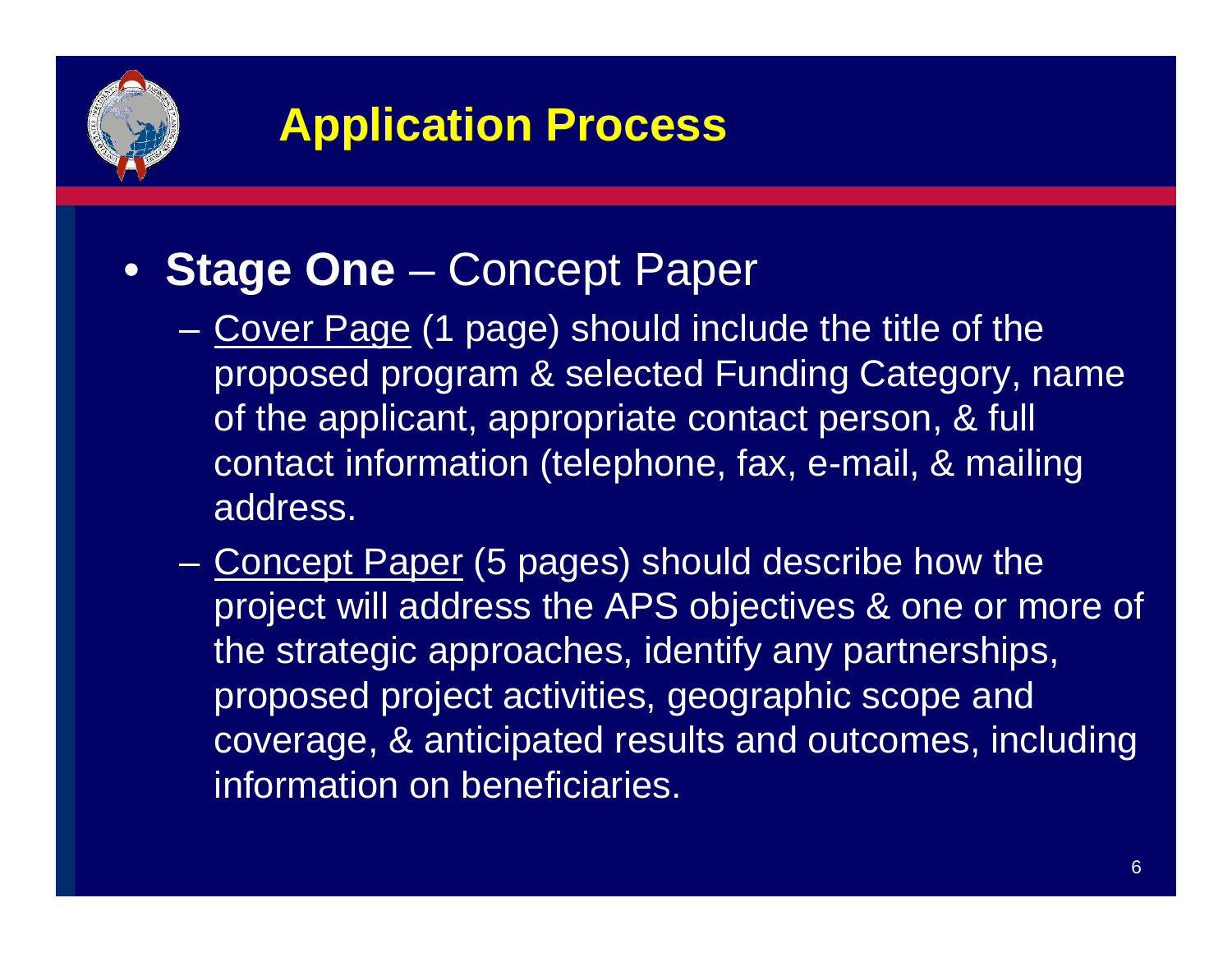# Application Process

- **Stage One** – Concept Paper
  - Cover Page (1 page) should include the title of the proposed program & selected Funding Category, name of the applicant, appropriate contact person, & full contact information (telephone, fax, e-mail, & mailing address.
  - Concept Paper (5 pages) should describe how the project will address the APS objectives & one or more of the strategic approaches, identify any partnerships, proposed project activities, geographic scope and coverage, & anticipated results and outcomes, including information on beneficiaries.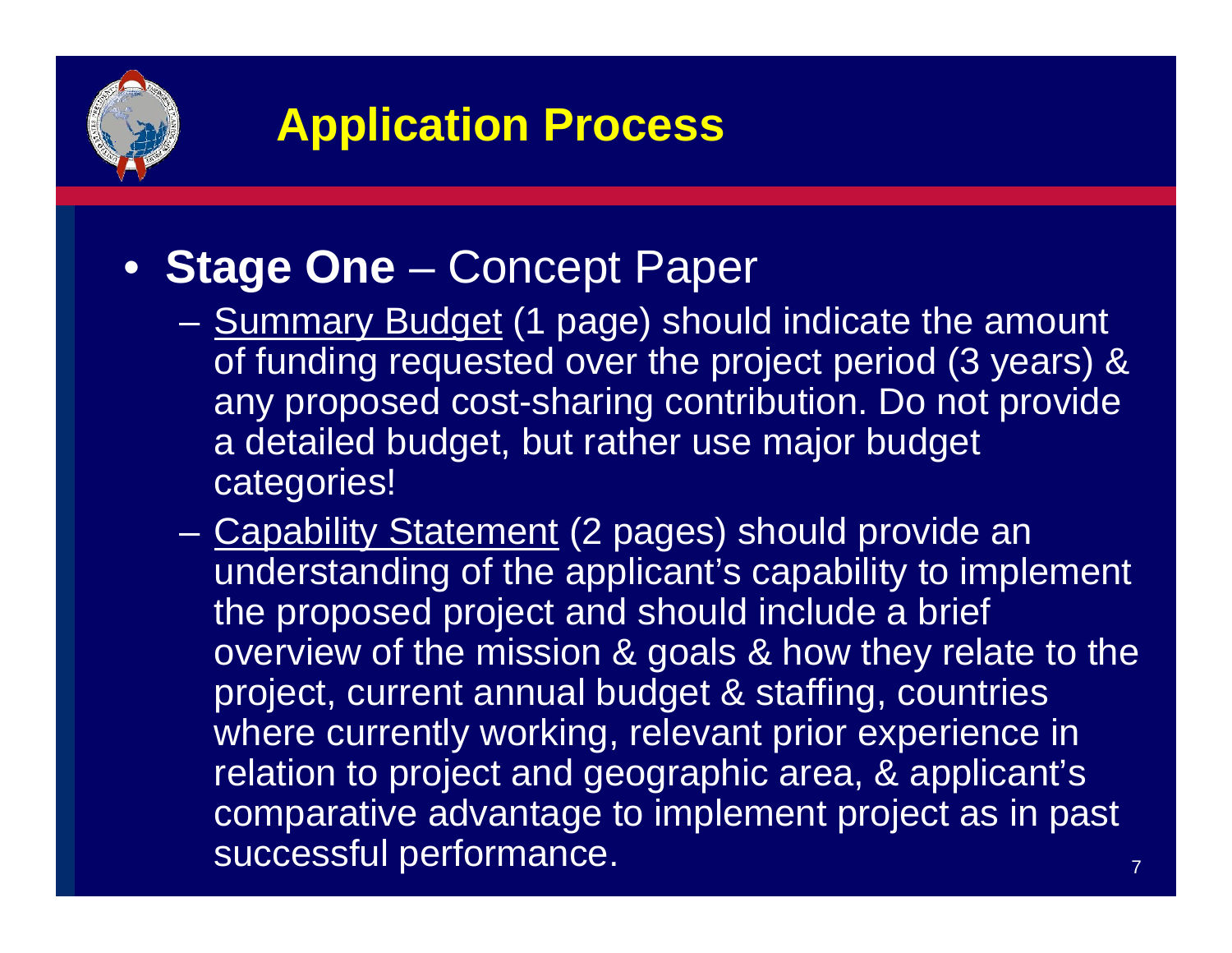# Application Process

- **Stage One** – Concept Paper
  - Summary Budget (1 page) should indicate the amount of funding requested over the project period (3 years) & any proposed cost-sharing contribution. Do not provide a detailed budget, but rather use major budget categories!
  - Capability Statement (2 pages) should provide an understanding of the applicant's capability to implement the proposed project and should include a brief overview of the mission & goals & how they relate to the project, current annual budget & staffing, countries where currently working, relevant prior experience in relation to project and geographic area, & applicant's comparative advantage to implement project as in past successful performance.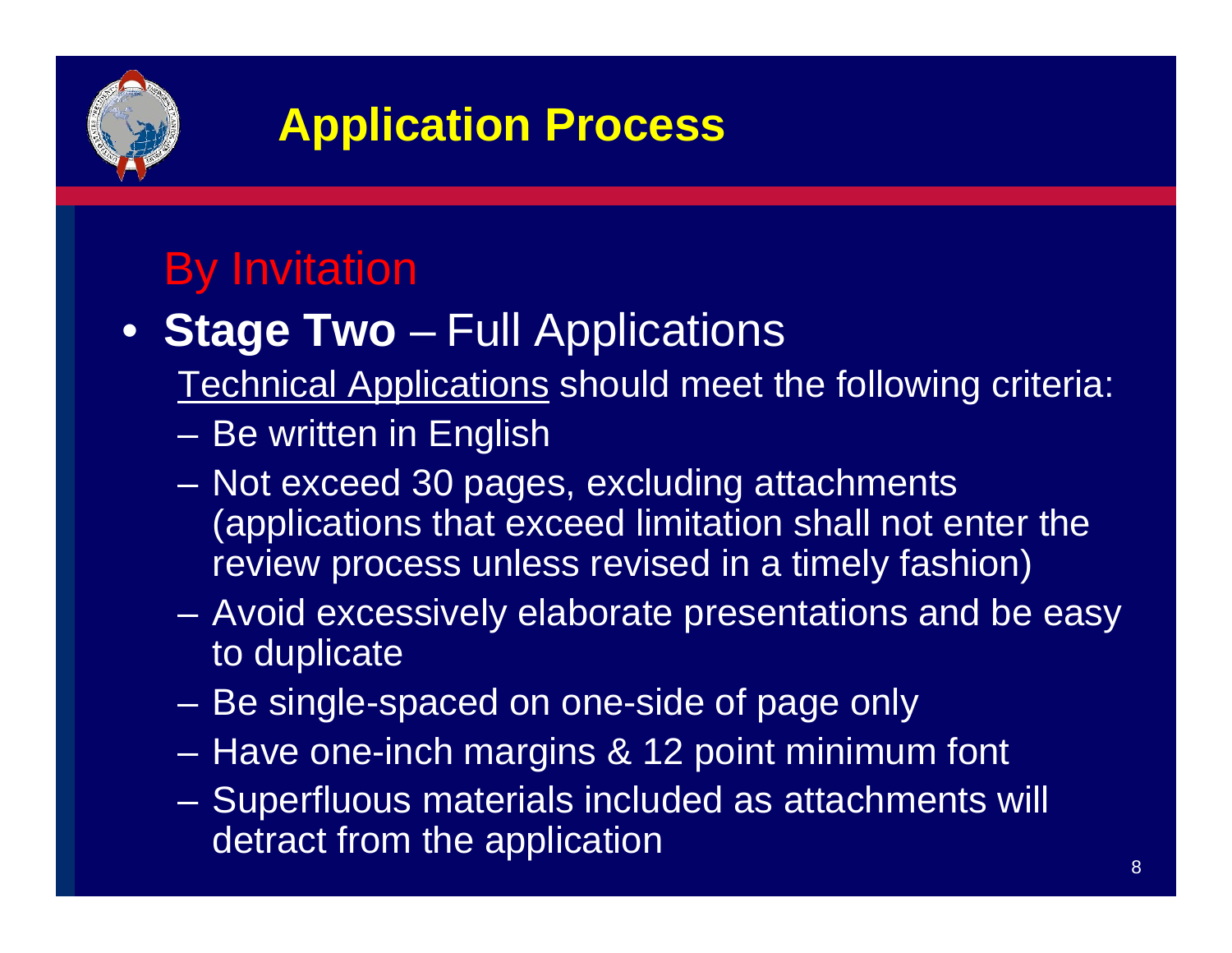# Application Process

By Invitation

- **Stage Two** – Full Applications

  Technical Applications should meet the following criteria:

  - Be written in English
  - Not exceed 30 pages, excluding attachments (applications that exceed limitation shall not enter the review process unless revised in a timely fashion)
  - Avoid excessively elaborate presentations and be easy to duplicate
  - Be single-spaced on one-side of page only
  - Have one-inch margins & 12 point minimum font
  - Superfluous materials included as attachments will detract from the application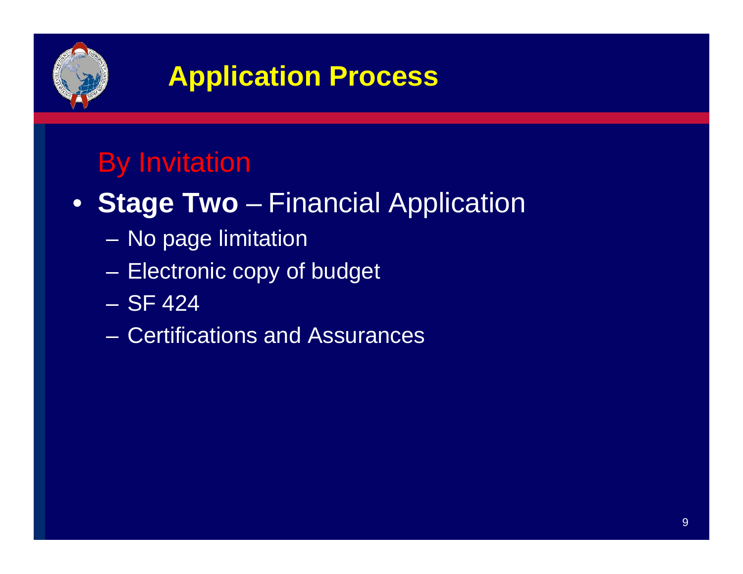# Application Process

## By Invitation

- **Stage Two** – Financial Application
  - No page limitation
  - Electronic copy of budget
  - SF 424
  - Certifications and Assurances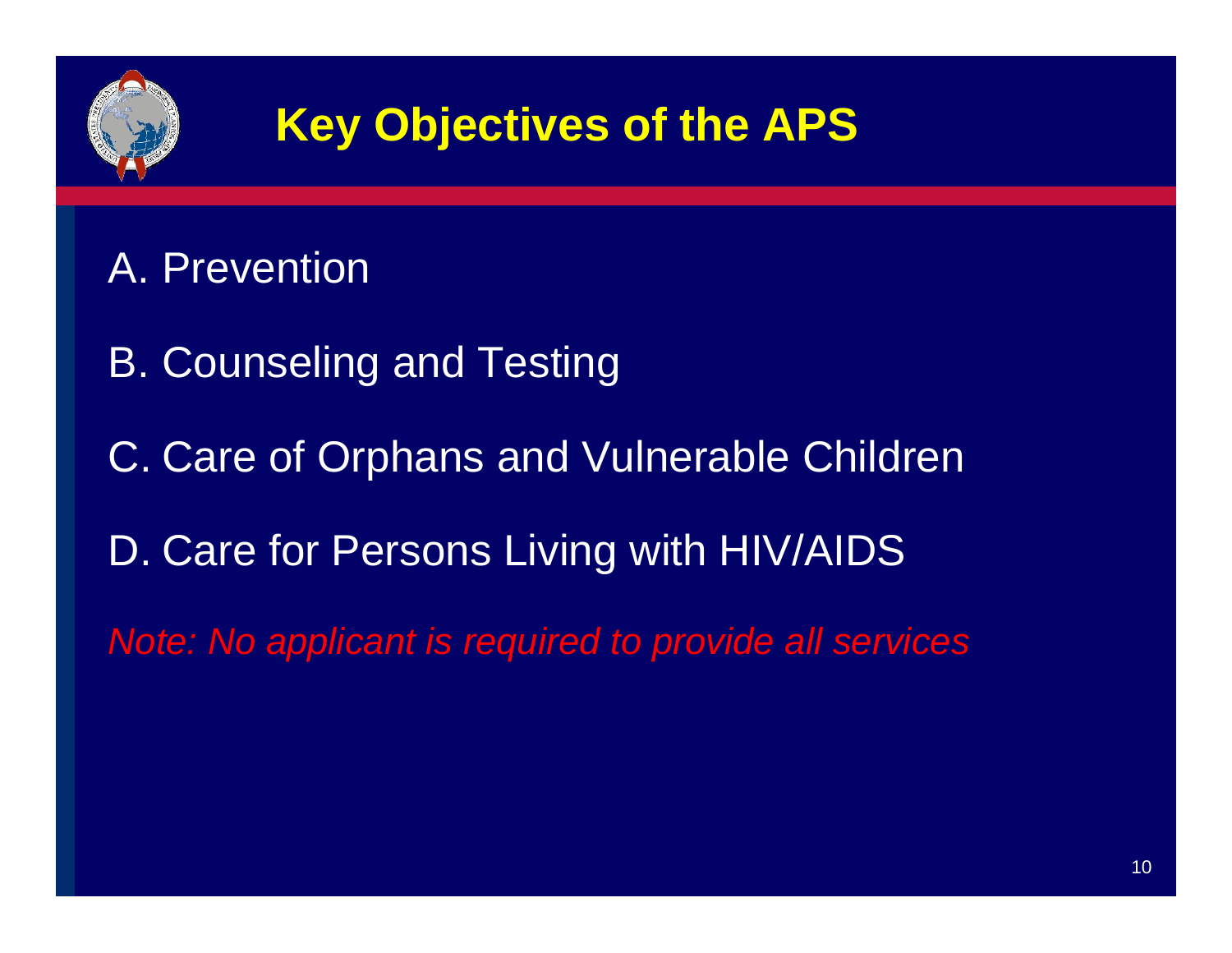# Key Objectives of the APS

A. Prevention

B. Counseling and Testing

C. Care of Orphans and Vulnerable Children

D. Care for Persons Living with HIV/AIDS

*Note: No applicant is required to provide all services*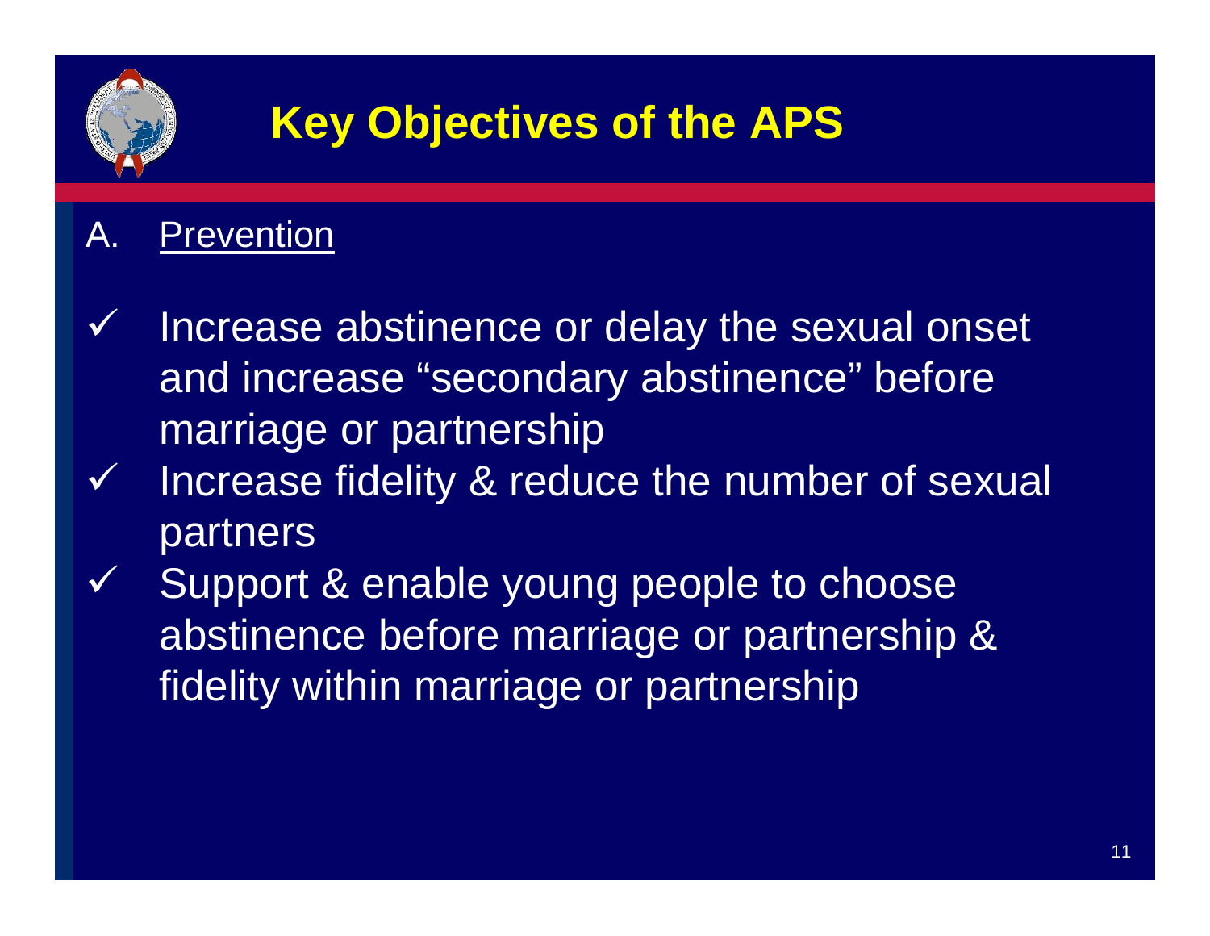# Key Objectives of the APS

A. <u>Prevention</u>

- ✓ Increase abstinence or delay the sexual onset and increase "secondary abstinence" before marriage or partnership
- ✓ Increase fidelity & reduce the number of sexual partners
- ✓ Support & enable young people to choose abstinence before marriage or partnership & fidelity within marriage or partnership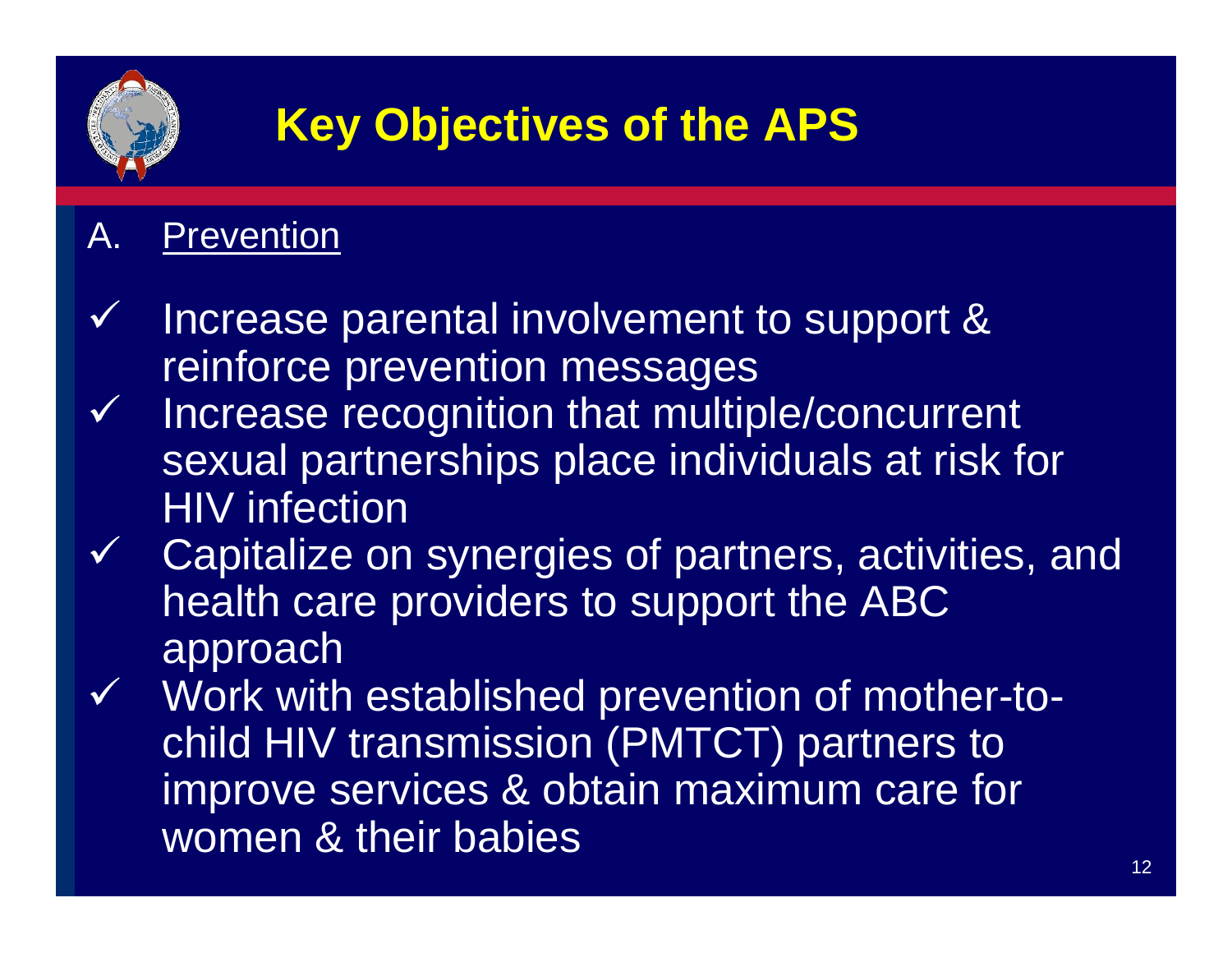# Key Objectives of the APS

A. Prevention

- ✓ Increase parental involvement to support & reinforce prevention messages
- ✓ Increase recognition that multiple/concurrent sexual partnerships place individuals at risk for HIV infection
- ✓ Capitalize on synergies of partners, activities, and health care providers to support the ABC approach
- ✓ Work with established prevention of mother-to-child HIV transmission (PMTCT) partners to improve services & obtain maximum care for women & their babies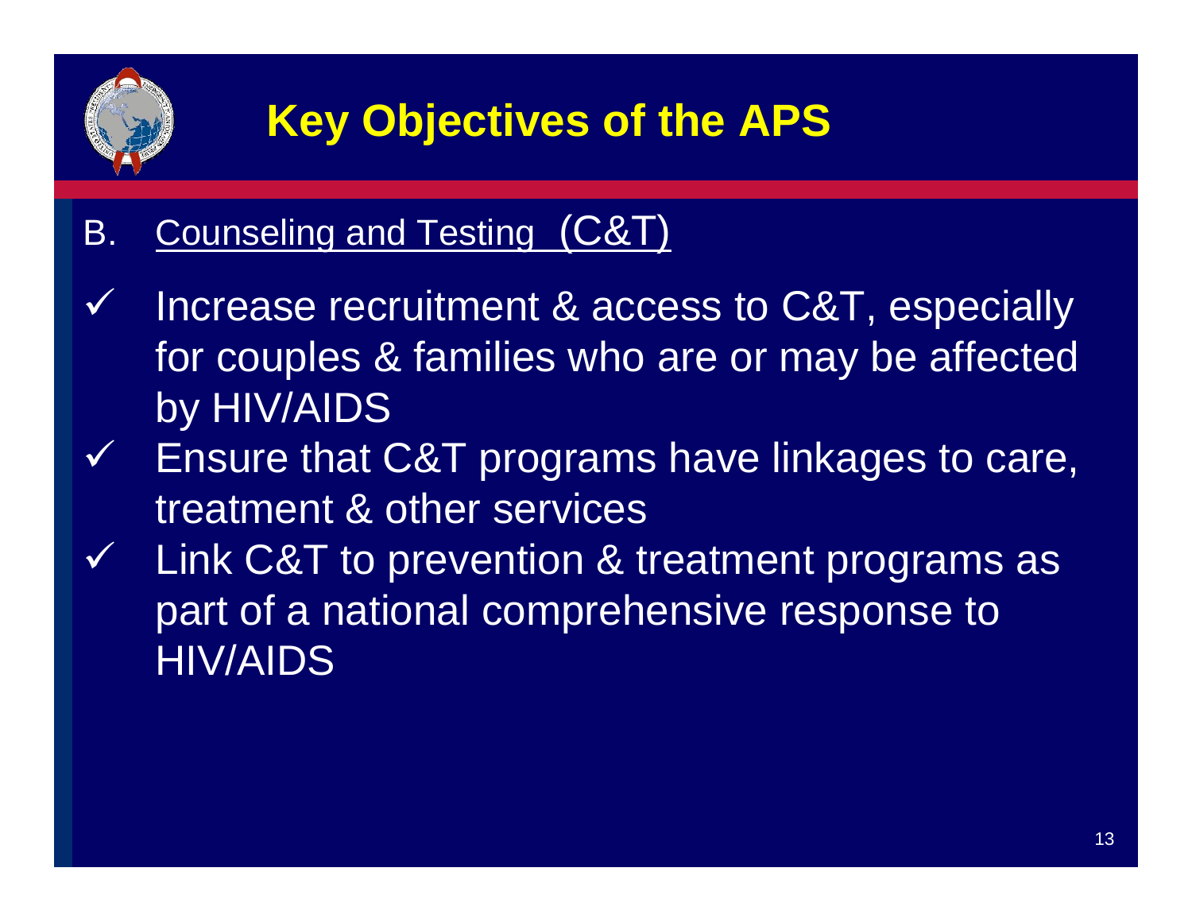# Key Objectives of the APS

B. Counseling and Testing (C&T)

- ✓ Increase recruitment & access to C&T, especially for couples & families who are or may be affected by HIV/AIDS
- ✓ Ensure that C&T programs have linkages to care, treatment & other services
- ✓ Link C&T to prevention & treatment programs as part of a national comprehensive response to HIV/AIDS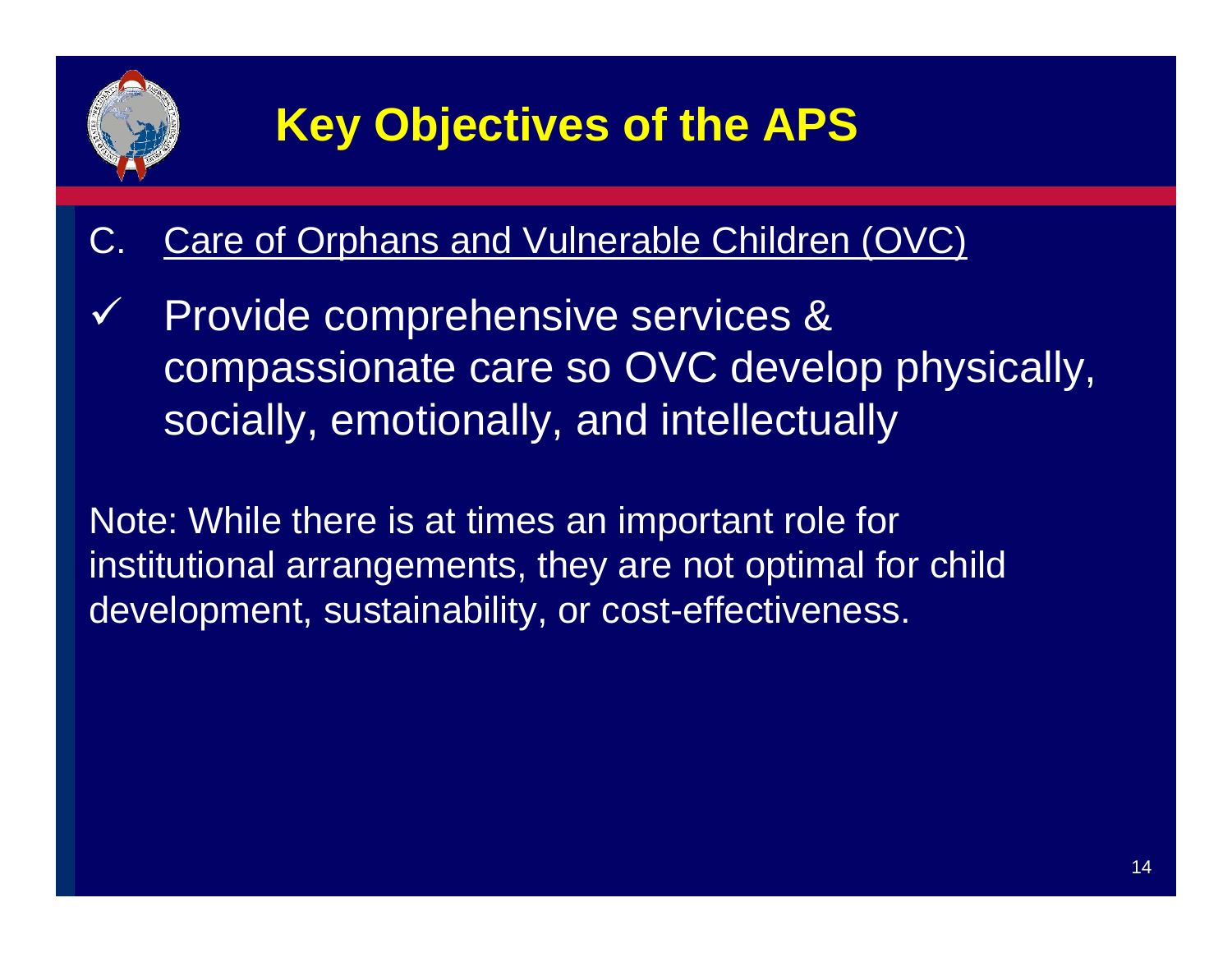# Key Objectives of the APS

C. Care of Orphans and Vulnerable Children (OVC)

- ✓ Provide comprehensive services & compassionate care so OVC develop physically, socially, emotionally, and intellectually

Note: While there is at times an important role for institutional arrangements, they are not optimal for child development, sustainability, or cost-effectiveness.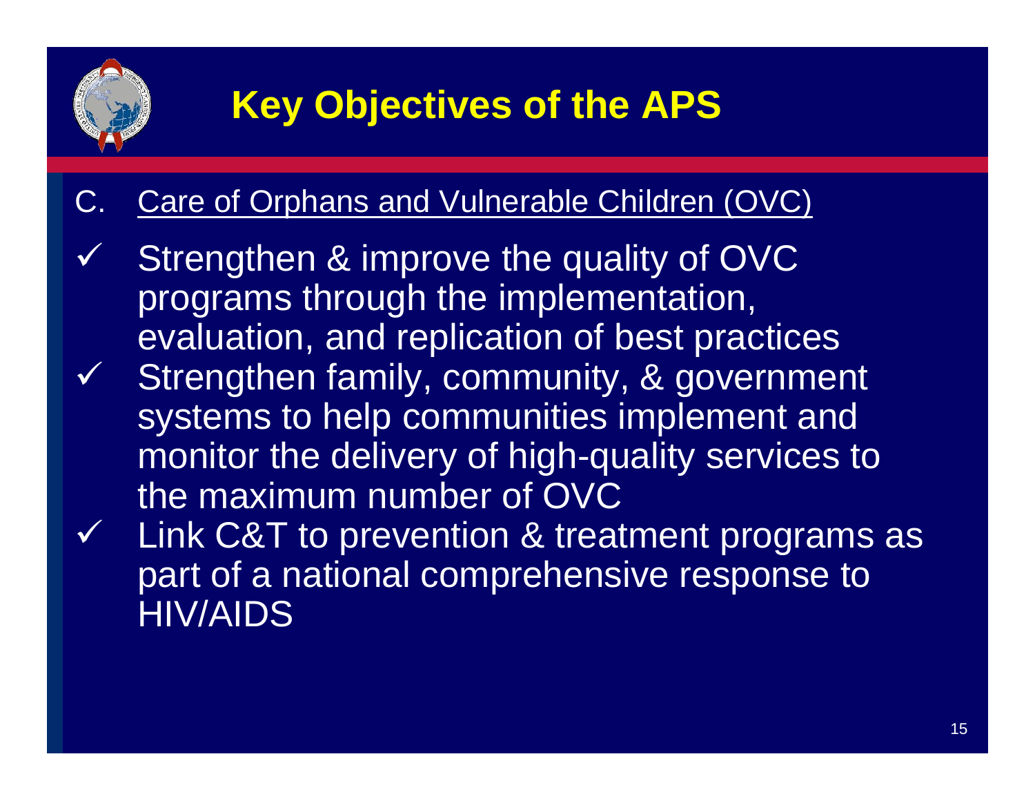# Key Objectives of the APS

C. Care of Orphans and Vulnerable Children (OVC)

- ✓ Strengthen & improve the quality of OVC programs through the implementation, evaluation, and replication of best practices
- ✓ Strengthen family, community, & government systems to help communities implement and monitor the delivery of high-quality services to the maximum number of OVC
- ✓ Link C&T to prevention & treatment programs as part of a national comprehensive response to HIV/AIDS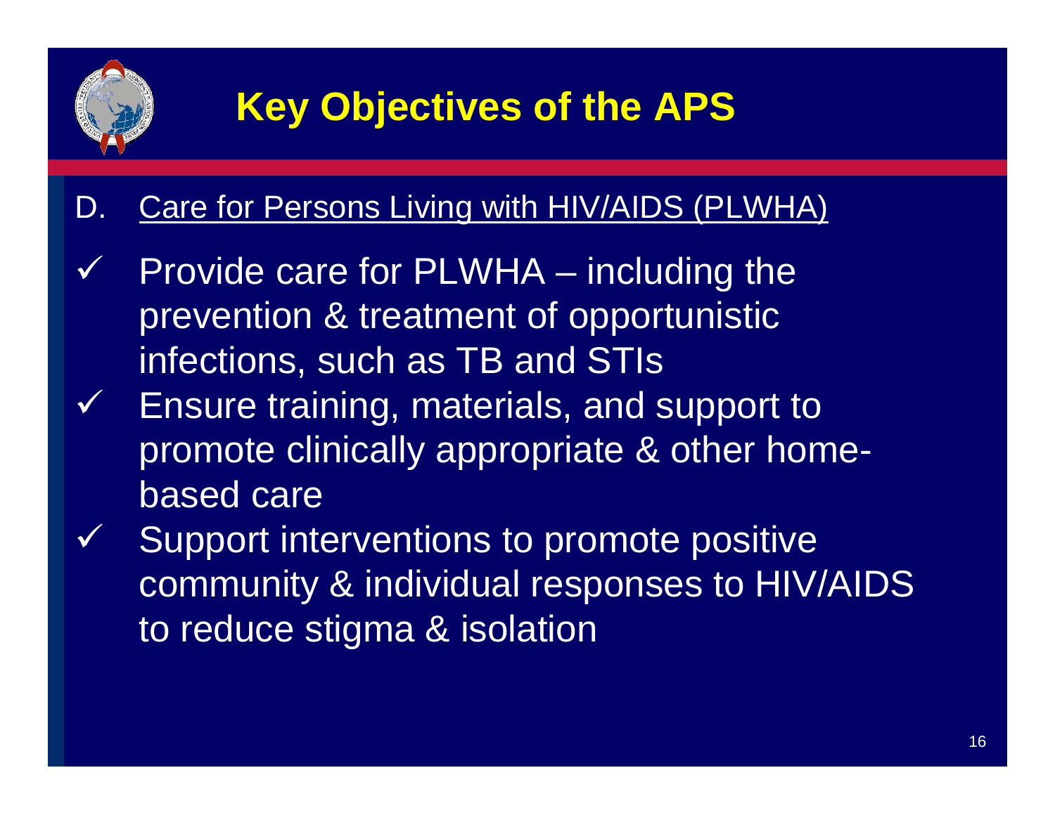# Key Objectives of the APS

D. Care for Persons Living with HIV/AIDS (PLWHA)

- ✓ Provide care for PLWHA – including the prevention & treatment of opportunistic infections, such as TB and STIs
- ✓ Ensure training, materials, and support to promote clinically appropriate & other home-based care
- ✓ Support interventions to promote positive community & individual responses to HIV/AIDS to reduce stigma & isolation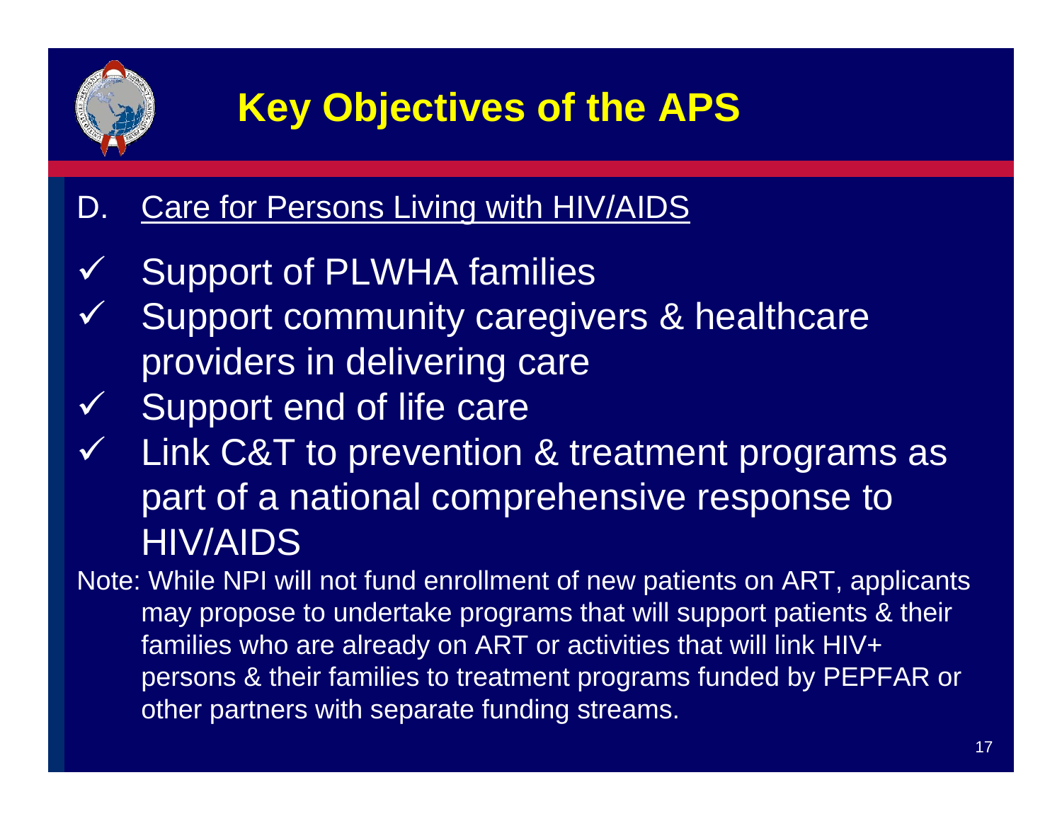# Key Objectives of the APS

D. Care for Persons Living with HIV/AIDS

- ✓ Support of PLWHA families
- ✓ Support community caregivers & healthcare providers in delivering care
- ✓ Support end of life care
- ✓ Link C&T to prevention & treatment programs as part of a national comprehensive response to HIV/AIDS

Note: While NPI will not fund enrollment of new patients on ART, applicants may propose to undertake programs that will support patients & their families who are already on ART or activities that will link HIV+ persons & their families to treatment programs funded by PEPFAR or other partners with separate funding streams.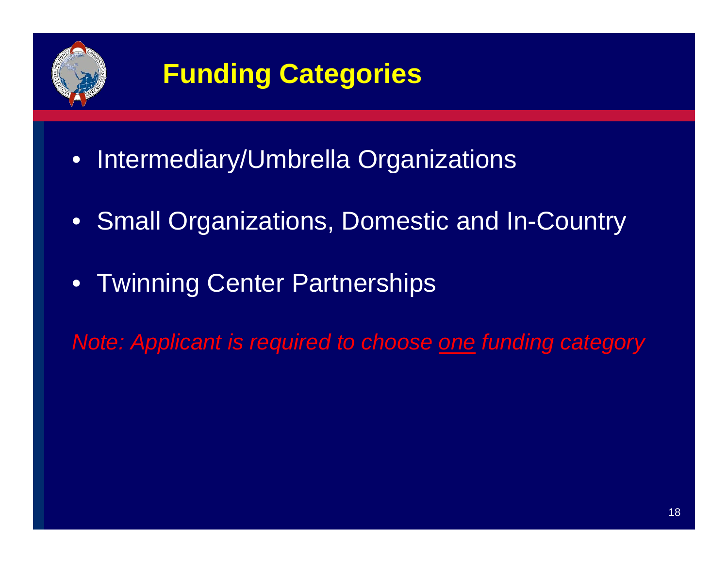# Funding Categories

- Intermediary/Umbrella Organizations
- Small Organizations, Domestic and In-Country
- Twinning Center Partnerships

*Note: Applicant is required to choose <u>one</u> funding category*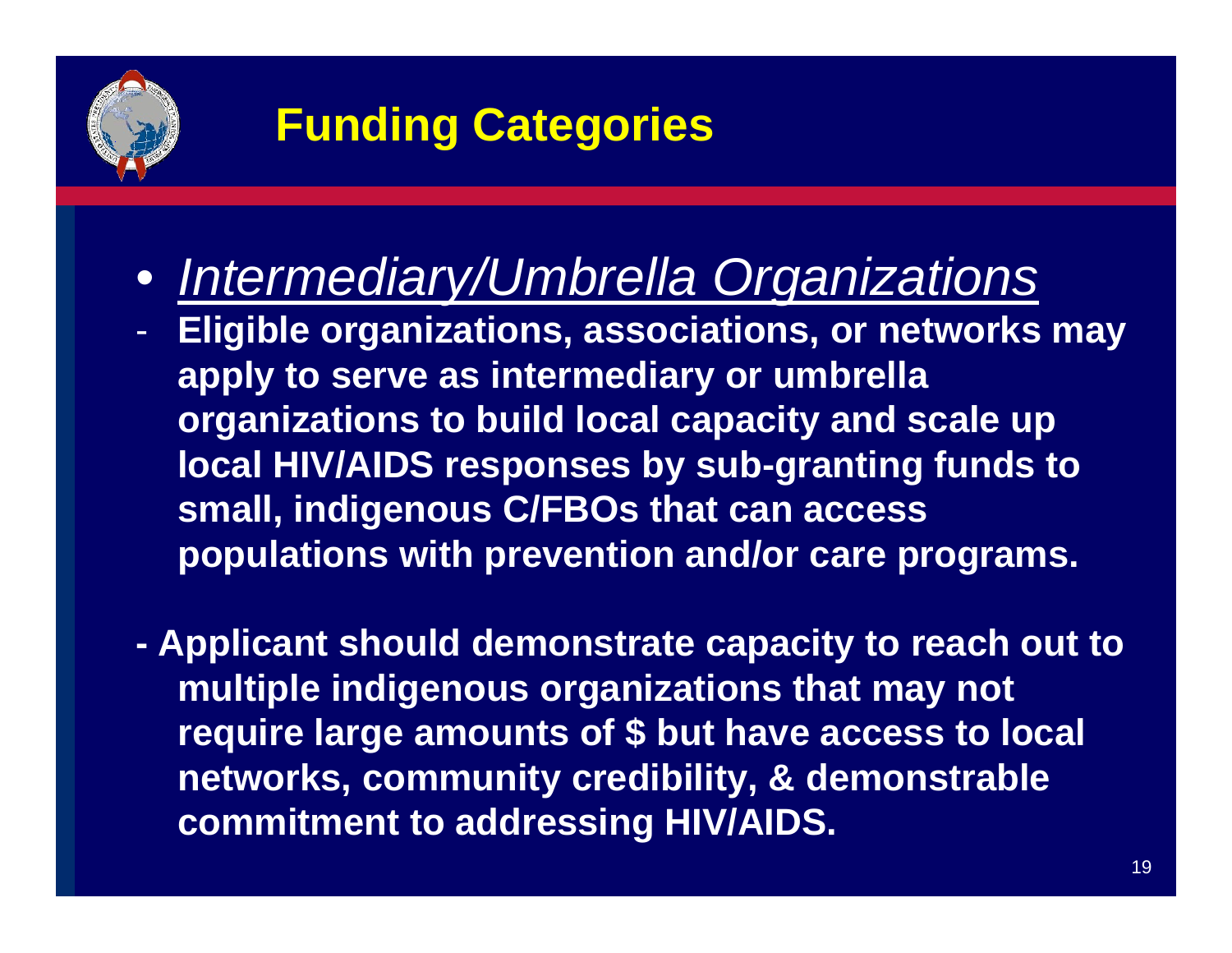# Funding Categories

- *Intermediary/Umbrella Organizations*

- **Eligible organizations, associations, or networks may apply to serve as intermediary or umbrella organizations to build local capacity and scale up local HIV/AIDS responses by sub-granting funds to small, indigenous C/FBOs that can access populations with prevention and/or care programs.**

- **Applicant should demonstrate capacity to reach out to multiple indigenous organizations that may not require large amounts of $ but have access to local networks, community credibility, & demonstrable commitment to addressing HIV/AIDS.**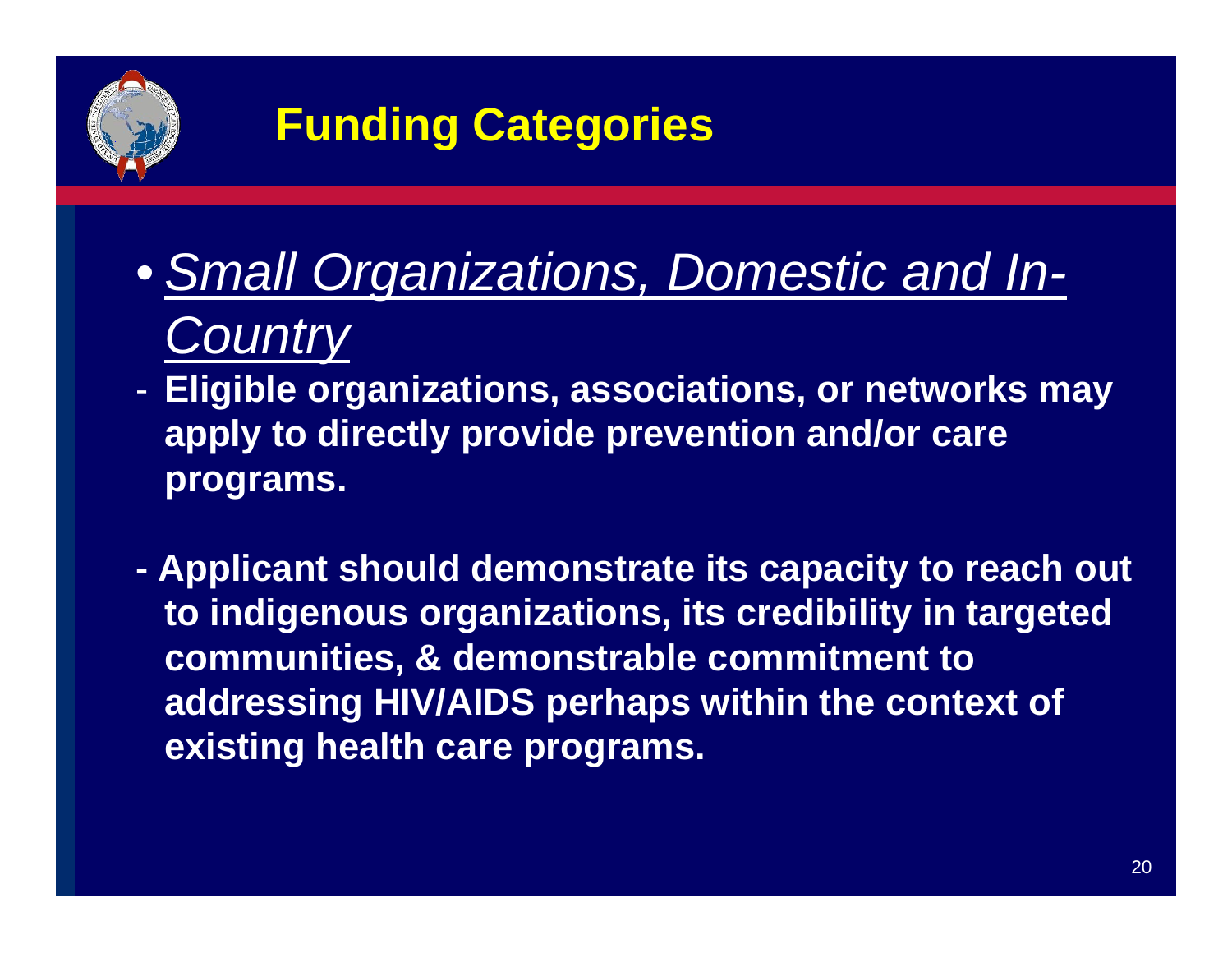# Funding Categories

- ***Small Organizations, Domestic and In-Country***

- **Eligible organizations, associations, or networks may apply to directly provide prevention and/or care programs.**

- **Applicant should demonstrate its capacity to reach out to indigenous organizations, its credibility in targeted communities, & demonstrable commitment to addressing HIV/AIDS perhaps within the context of existing health care programs.**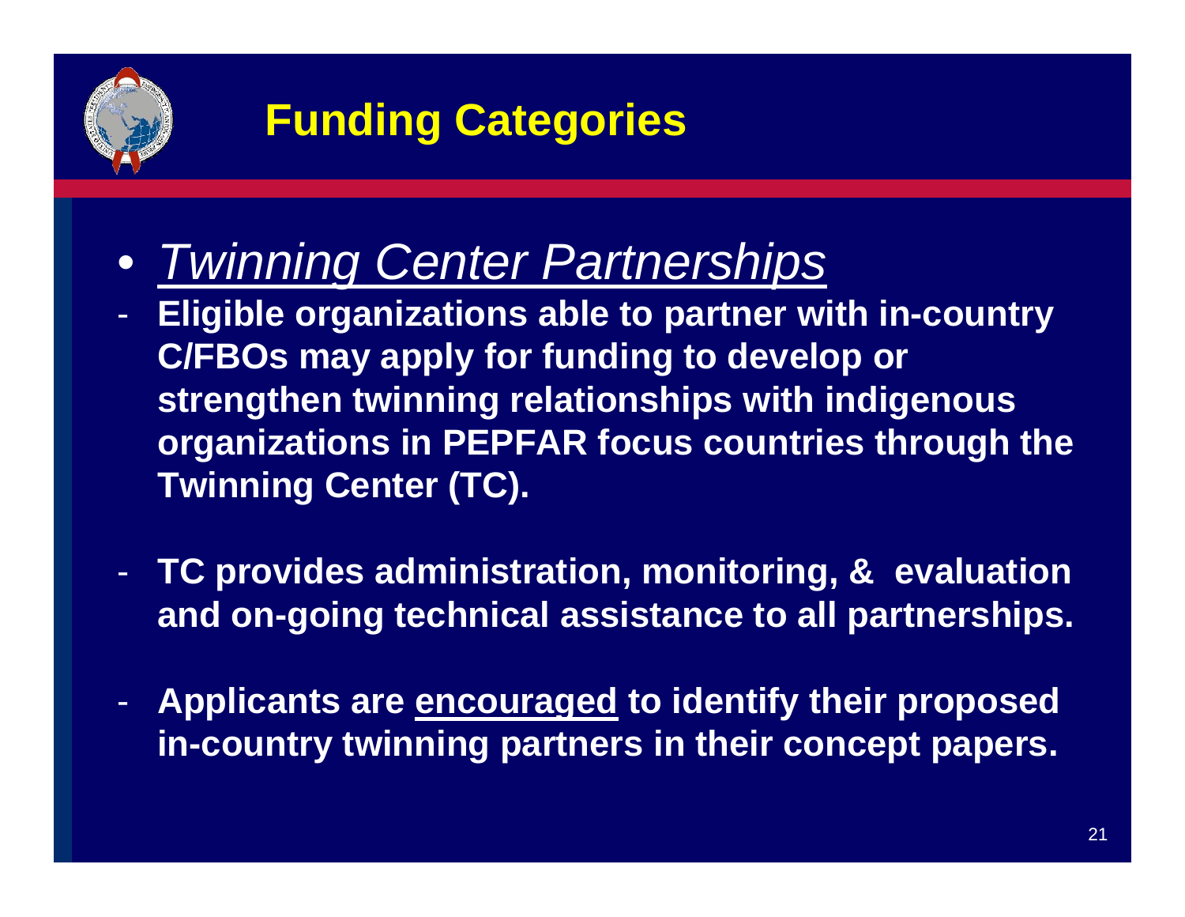# Funding Categories

- *Twinning Center Partnerships*

- **Eligible organizations able to partner with in-country C/FBOs may apply for funding to develop or strengthen twinning relationships with indigenous organizations in PEPFAR focus countries through the Twinning Center (TC).**

- **TC provides administration, monitoring, & evaluation and on-going technical assistance to all partnerships.**

- **Applicants are encouraged to identify their proposed in-country twinning partners in their concept papers.**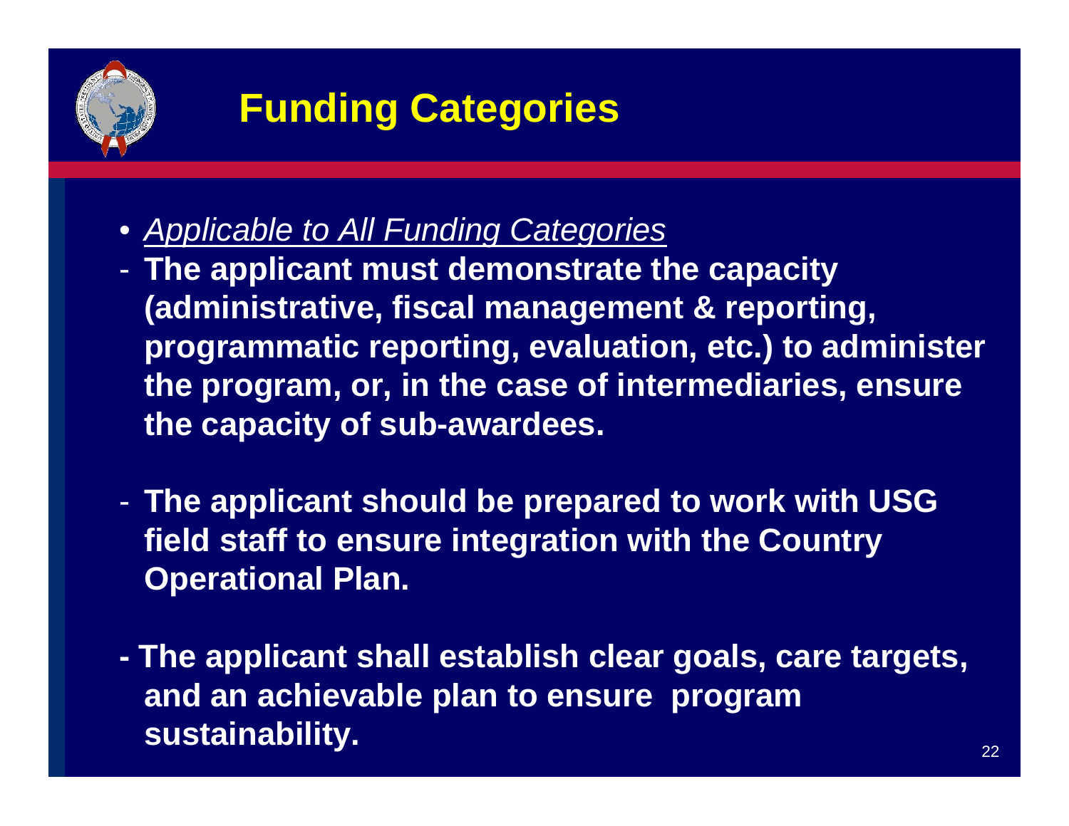# Funding Categories

- *Applicable to All Funding Categories*

- **The applicant must demonstrate the capacity (administrative, fiscal management & reporting, programmatic reporting, evaluation, etc.) to administer the program, or, in the case of intermediaries, ensure the capacity of sub-awardees.**

- **The applicant should be prepared to work with USG field staff to ensure integration with the Country Operational Plan.**

- **The applicant shall establish clear goals, care targets, and an achievable plan to ensure program sustainability.**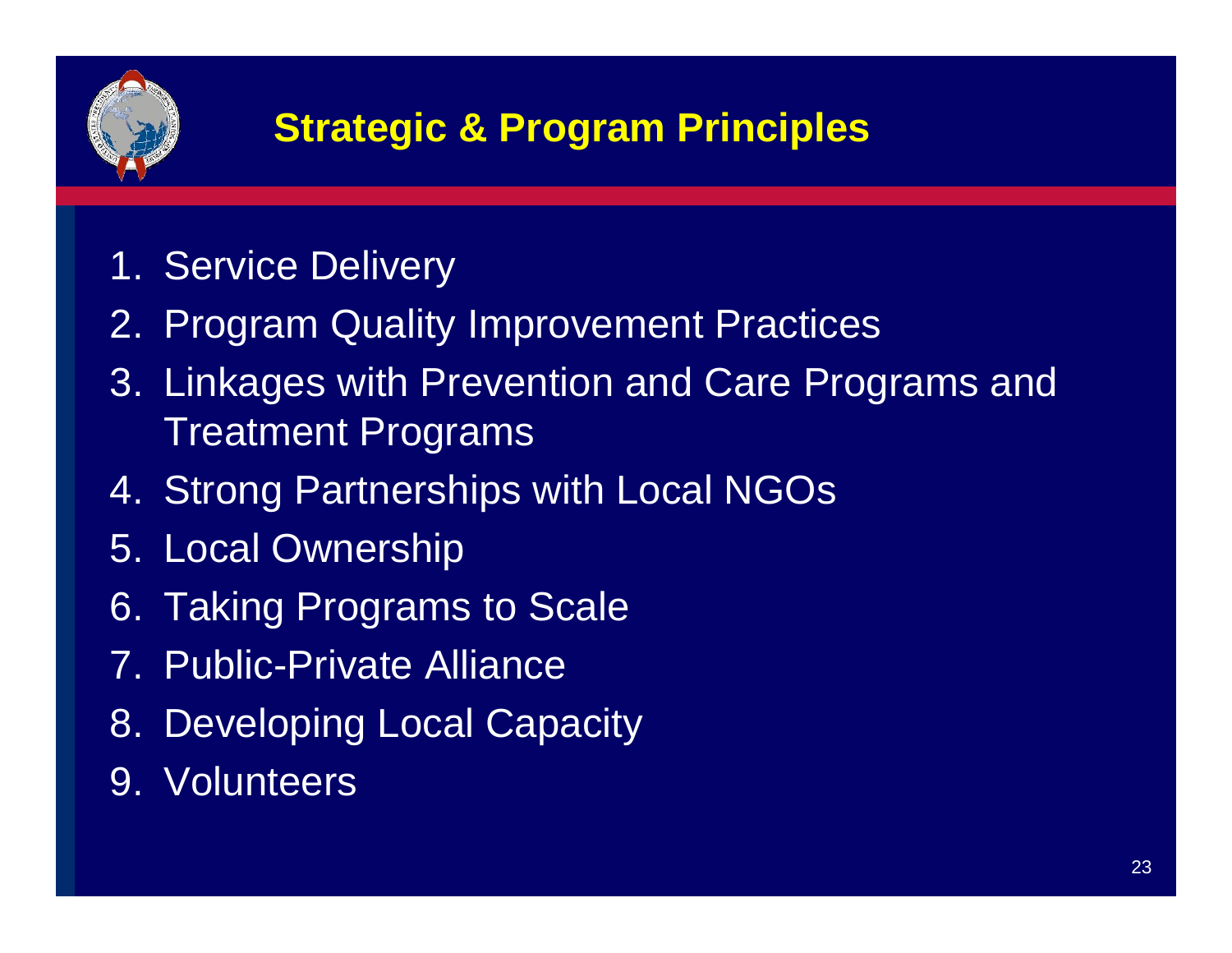## Strategic & Program Principles

1. Service Delivery
2. Program Quality Improvement Practices
3. Linkages with Prevention and Care Programs and Treatment Programs
4. Strong Partnerships with Local NGOs
5. Local Ownership
6. Taking Programs to Scale
7. Public-Private Alliance
8. Developing Local Capacity
9. Volunteers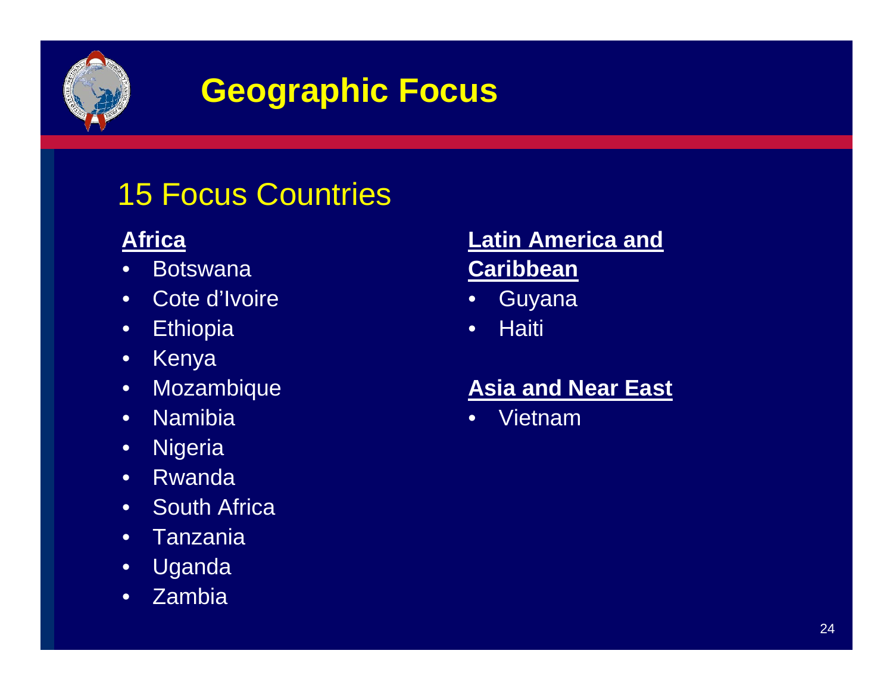# Geographic Focus

## 15 Focus Countries

**Africa**

- Botswana
- Cote d'Ivoire
- Ethiopia
- Kenya
- Mozambique
- Namibia
- Nigeria
- Rwanda
- South Africa
- Tanzania
- Uganda
- Zambia

**Latin America and Caribbean**

- Guyana
- Haiti

**Asia and Near East**

- Vietnam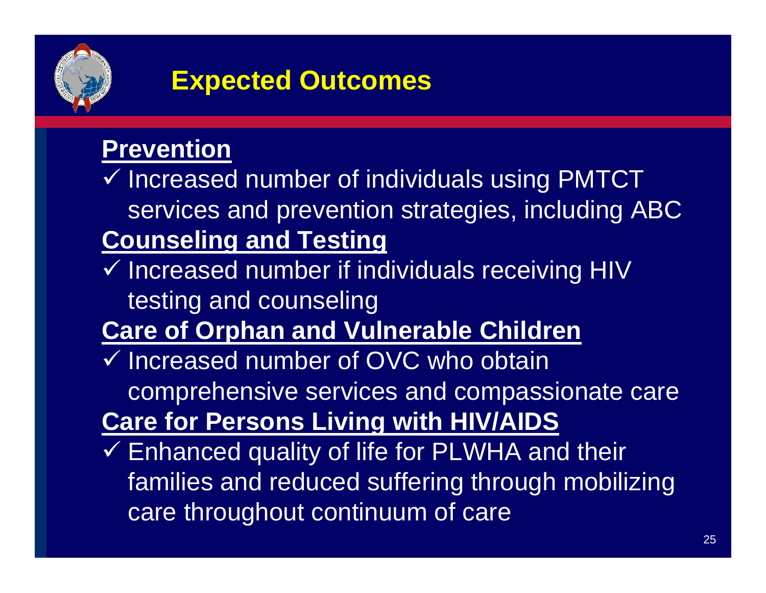# Expected Outcomes

## Prevention

- ✓ Increased number of individuals using PMTCT services and prevention strategies, including ABC

## Counseling and Testing

- ✓ Increased number if individuals receiving HIV testing and counseling

## Care of Orphan and Vulnerable Children

- ✓ Increased number of OVC who obtain comprehensive services and compassionate care

## Care for Persons Living with HIV/AIDS

- ✓ Enhanced quality of life for PLWHA and their families and reduced suffering through mobilizing care throughout continuum of care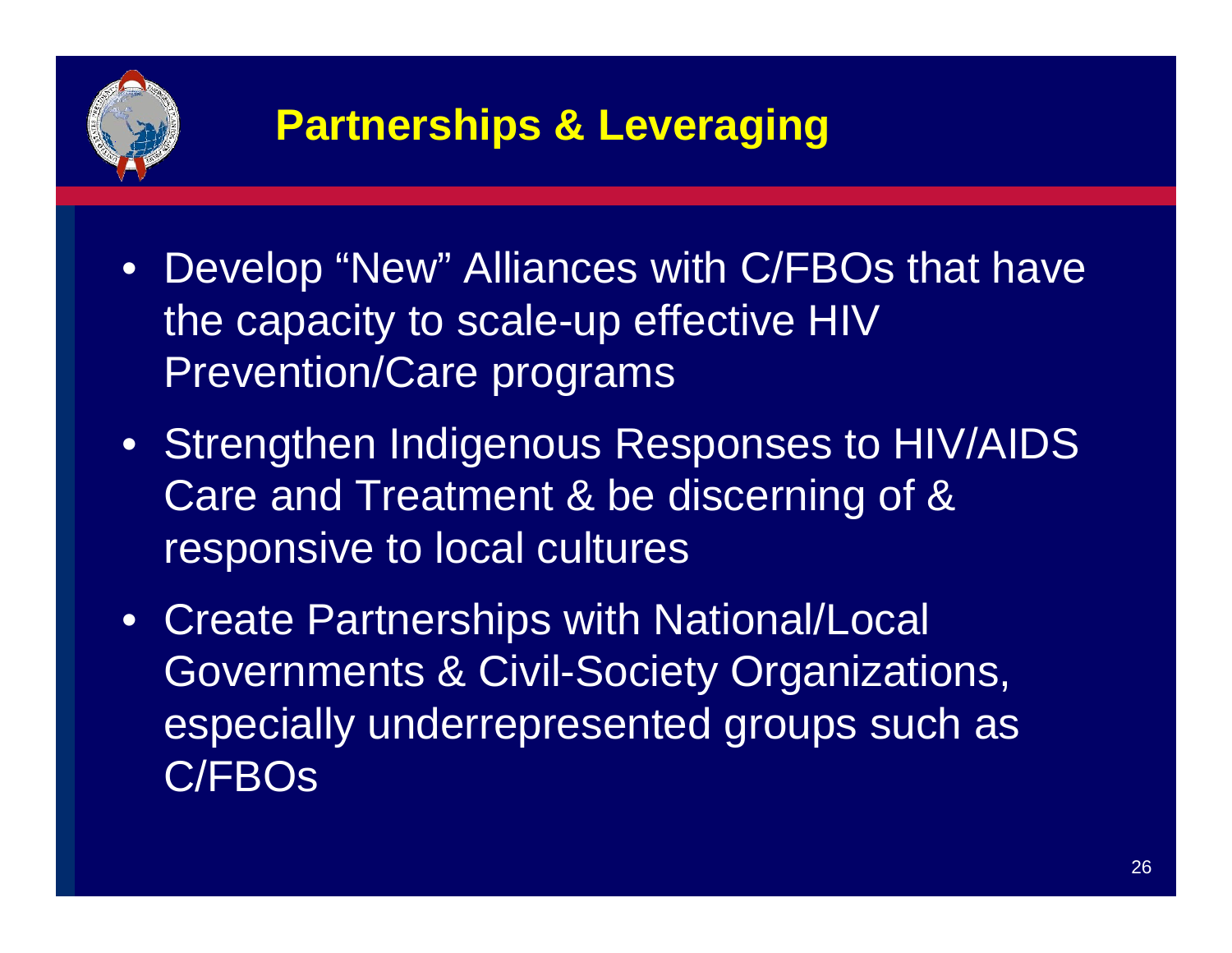# Partnerships & Leveraging

- Develop “New” Alliances with C/FBOs that have the capacity to scale-up effective HIV Prevention/Care programs
- Strengthen Indigenous Responses to HIV/AIDS Care and Treatment & be discerning of & responsive to local cultures
- Create Partnerships with National/Local Governments & Civil-Society Organizations, especially underrepresented groups such as C/FBOs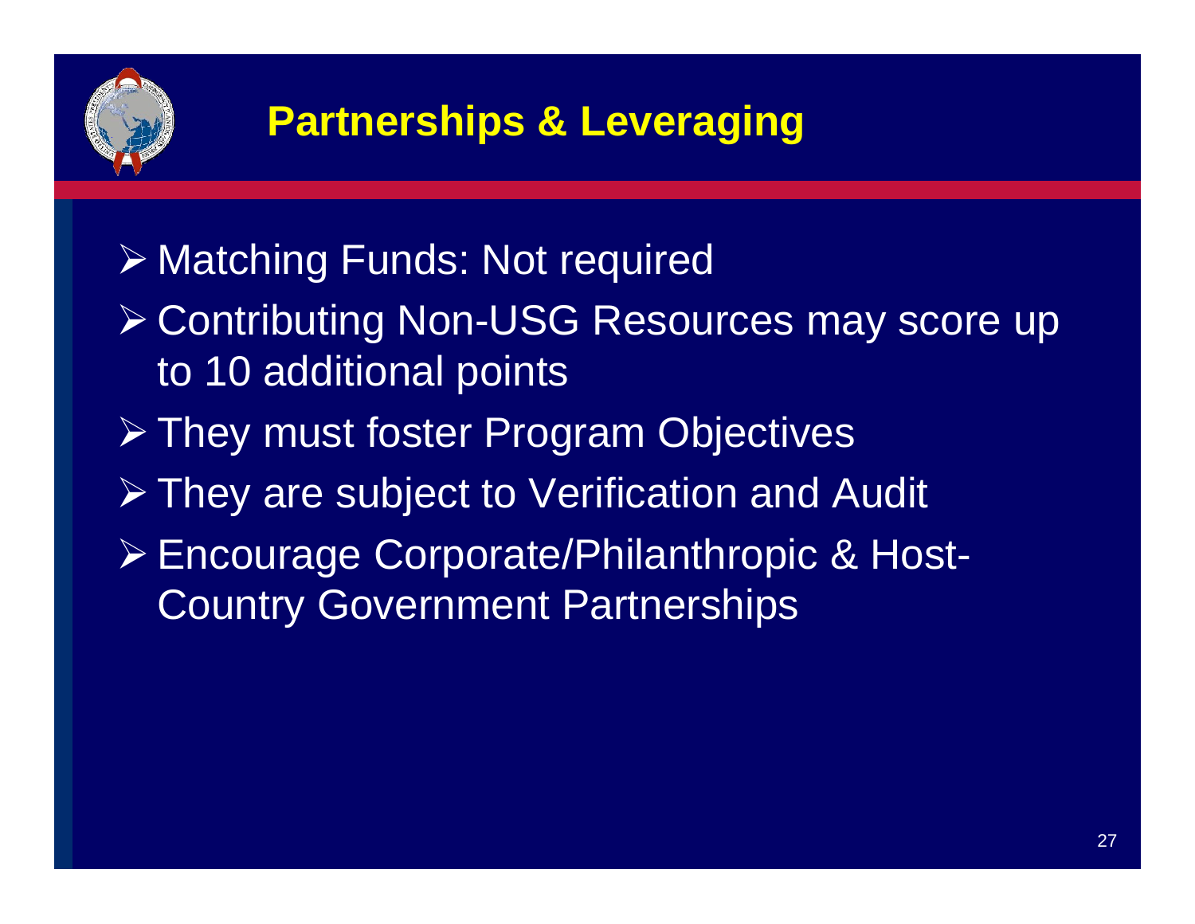# Partnerships & Leveraging

- Matching Funds: Not required
- Contributing Non-USG Resources may score up to 10 additional points
- They must foster Program Objectives
- They are subject to Verification and Audit
- Encourage Corporate/Philanthropic & Host-Country Government Partnerships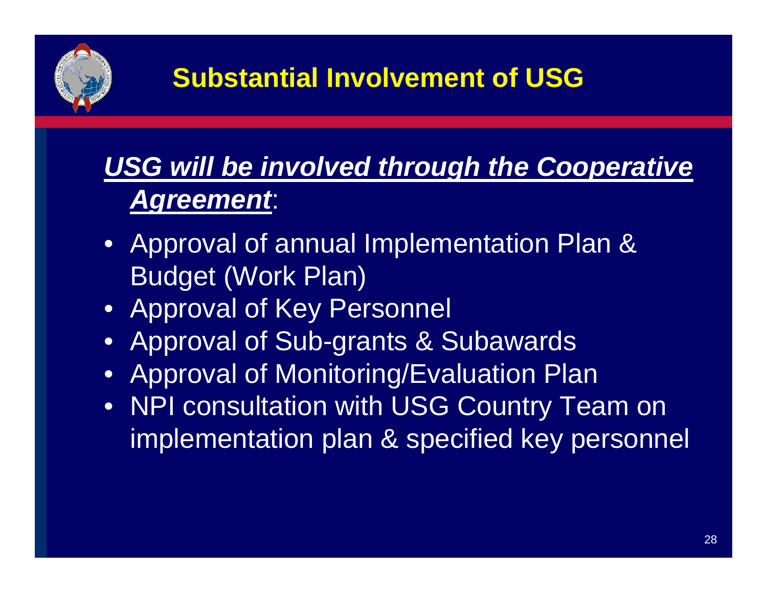# Substantial Involvement of USG

***USG will be involved through the Cooperative Agreement***:

- Approval of annual Implementation Plan & Budget (Work Plan)
- Approval of Key Personnel
- Approval of Sub-grants & Subawards
- Approval of Monitoring/Evaluation Plan
- NPI consultation with USG Country Team on implementation plan & specified key personnel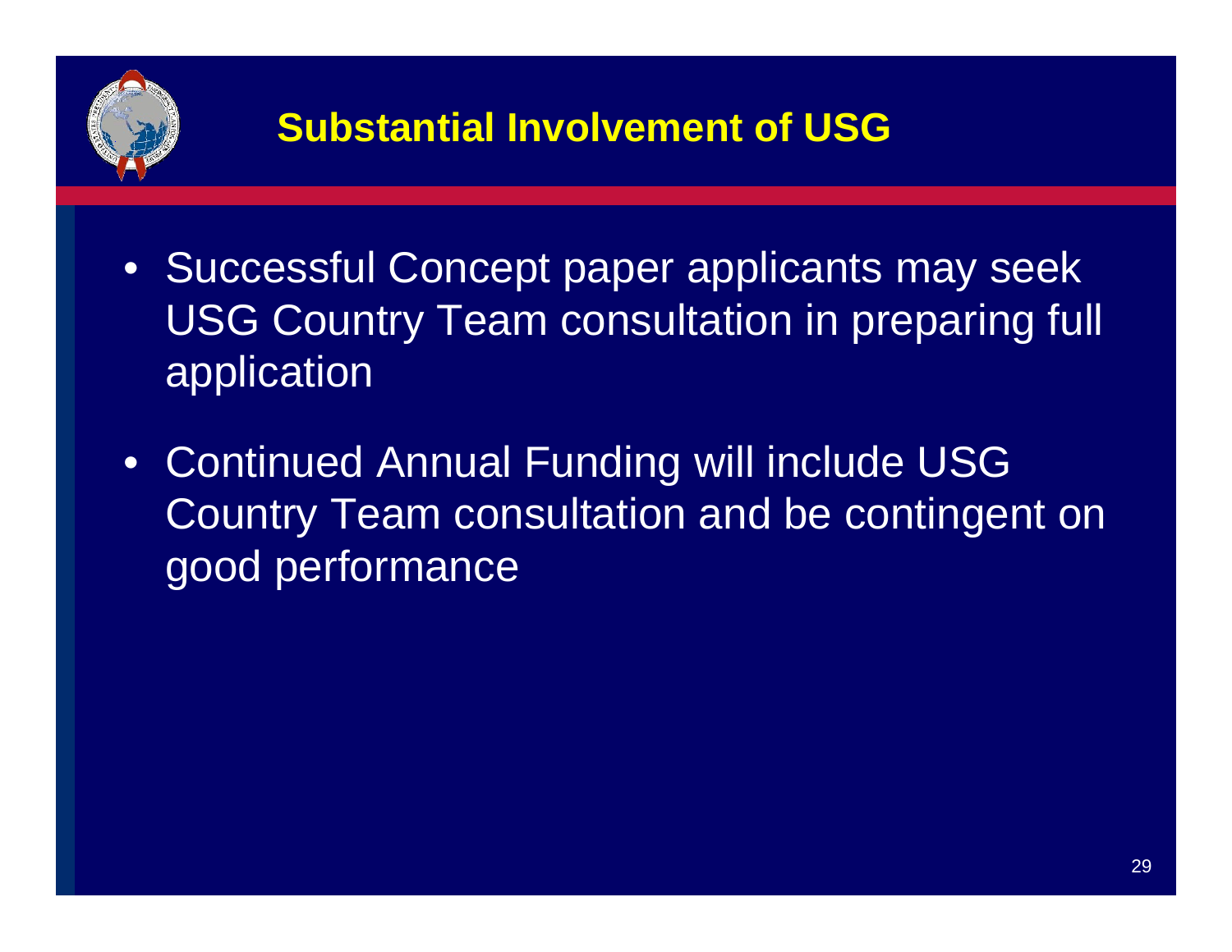# Substantial Involvement of USG

- Successful Concept paper applicants may seek USG Country Team consultation in preparing full application
- Continued Annual Funding will include USG Country Team consultation and be contingent on good performance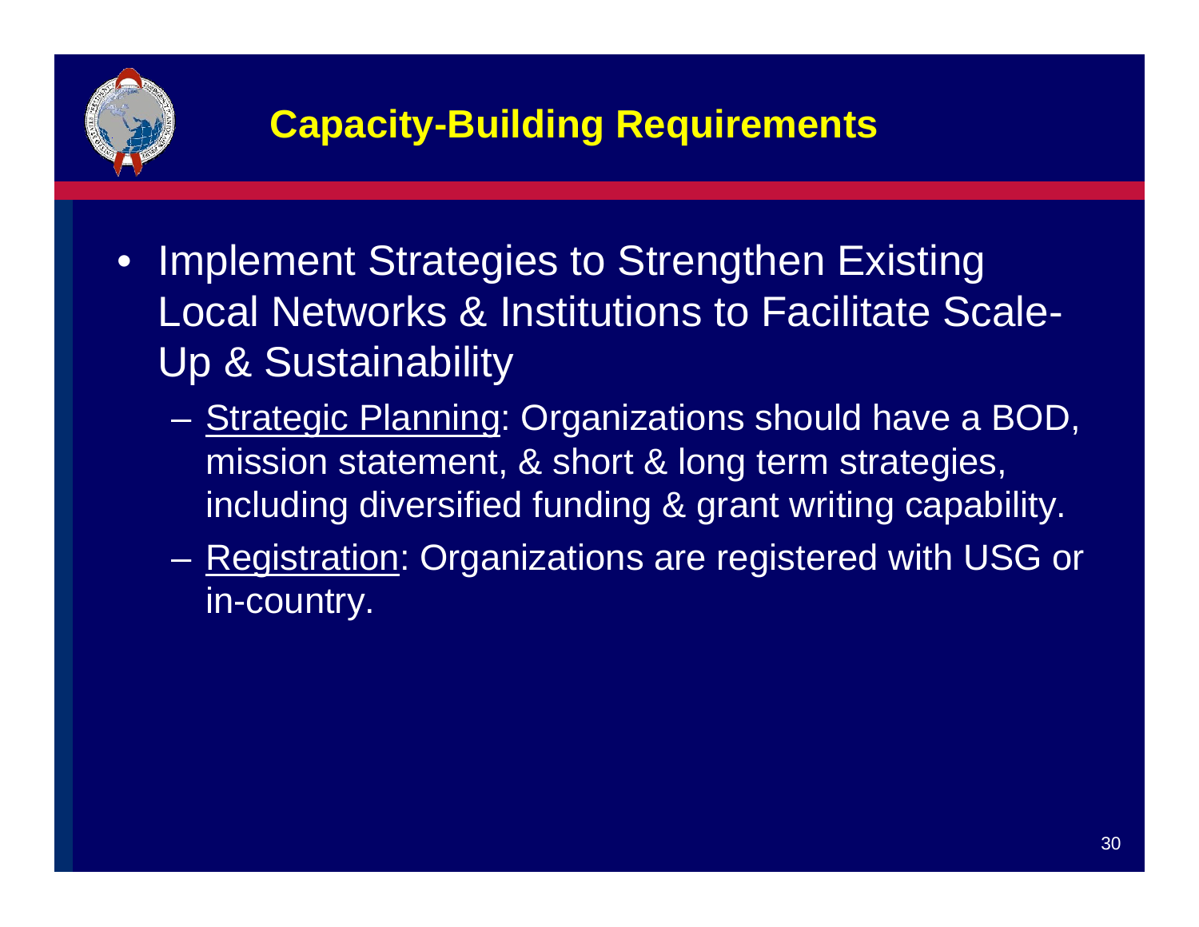# Capacity-Building Requirements

- Implement Strategies to Strengthen Existing Local Networks & Institutions to Facilitate Scale-Up & Sustainability
  - Strategic Planning: Organizations should have a BOD, mission statement, & short & long term strategies, including diversified funding & grant writing capability.
  - Registration: Organizations are registered with USG or in-country.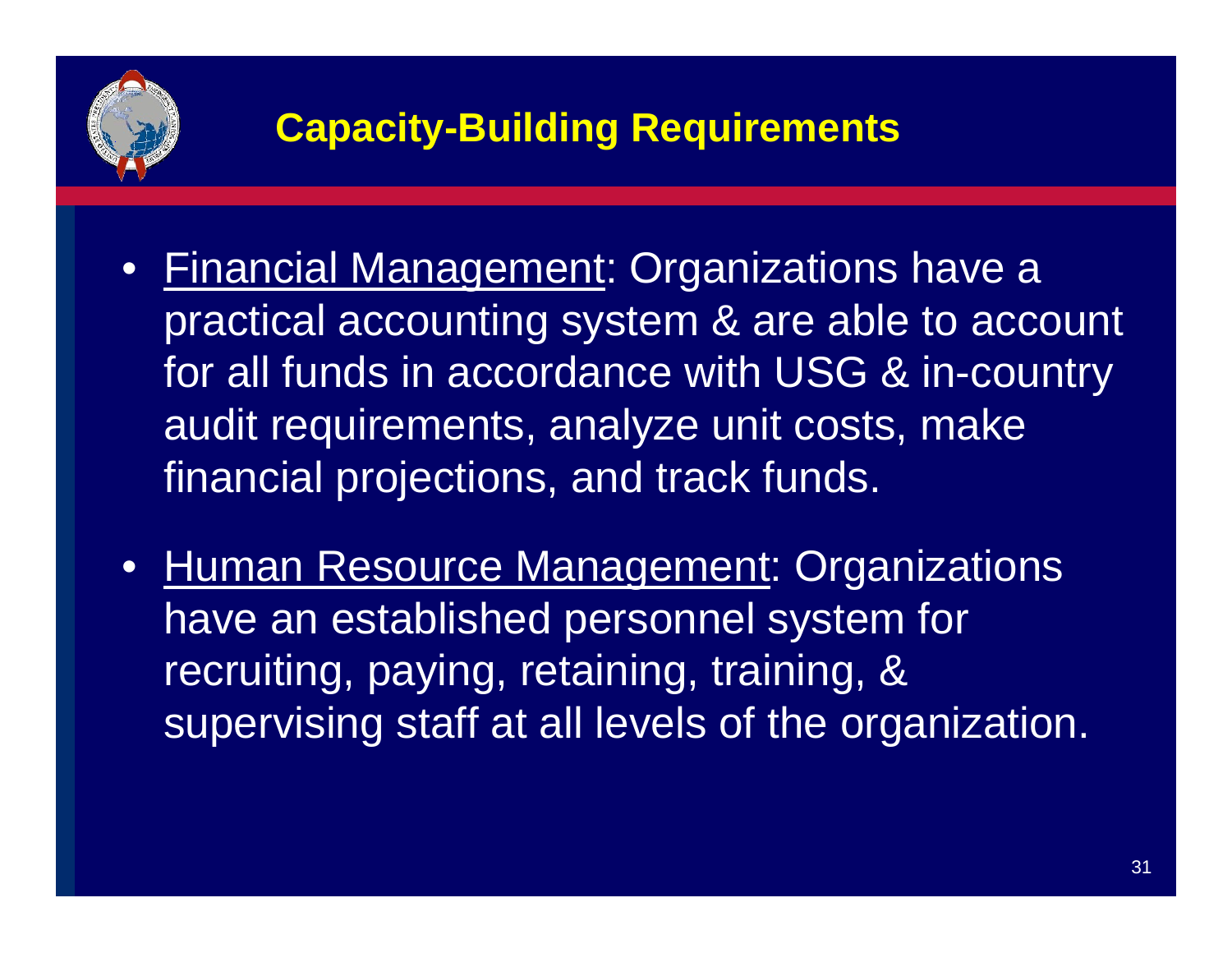# Capacity-Building Requirements

- Financial Management: Organizations have a practical accounting system & are able to account for all funds in accordance with USG & in-country audit requirements, analyze unit costs, make financial projections, and track funds.
- Human Resource Management: Organizations have an established personnel system for recruiting, paying, retaining, training, & supervising staff at all levels of the organization.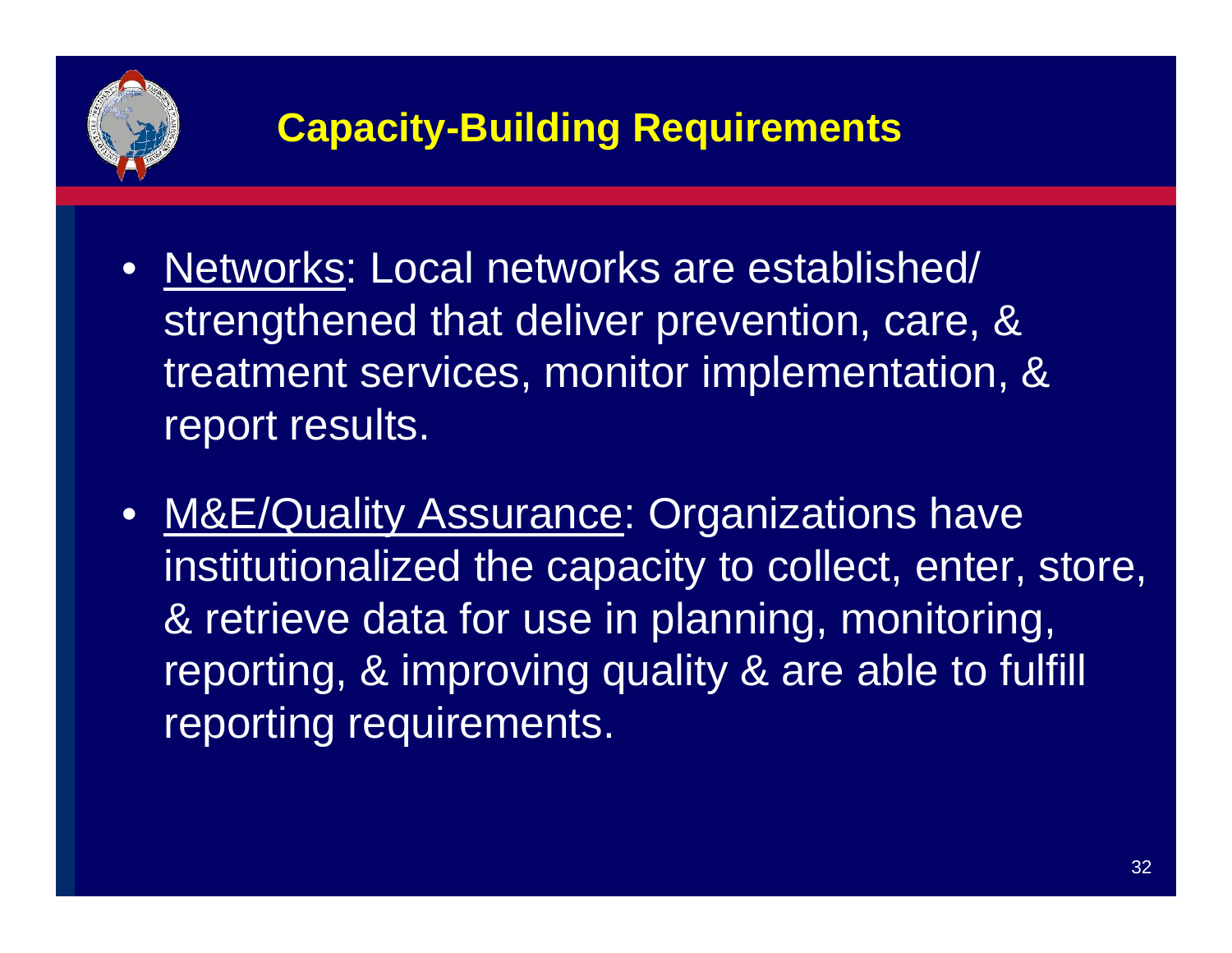## Capacity-Building Requirements

- Networks: Local networks are established/ strengthened that deliver prevention, care, & treatment services, monitor implementation, & report results.
- M&E/Quality Assurance: Organizations have institutionalized the capacity to collect, enter, store, & retrieve data for use in planning, monitoring, reporting, & improving quality & are able to fulfill reporting requirements.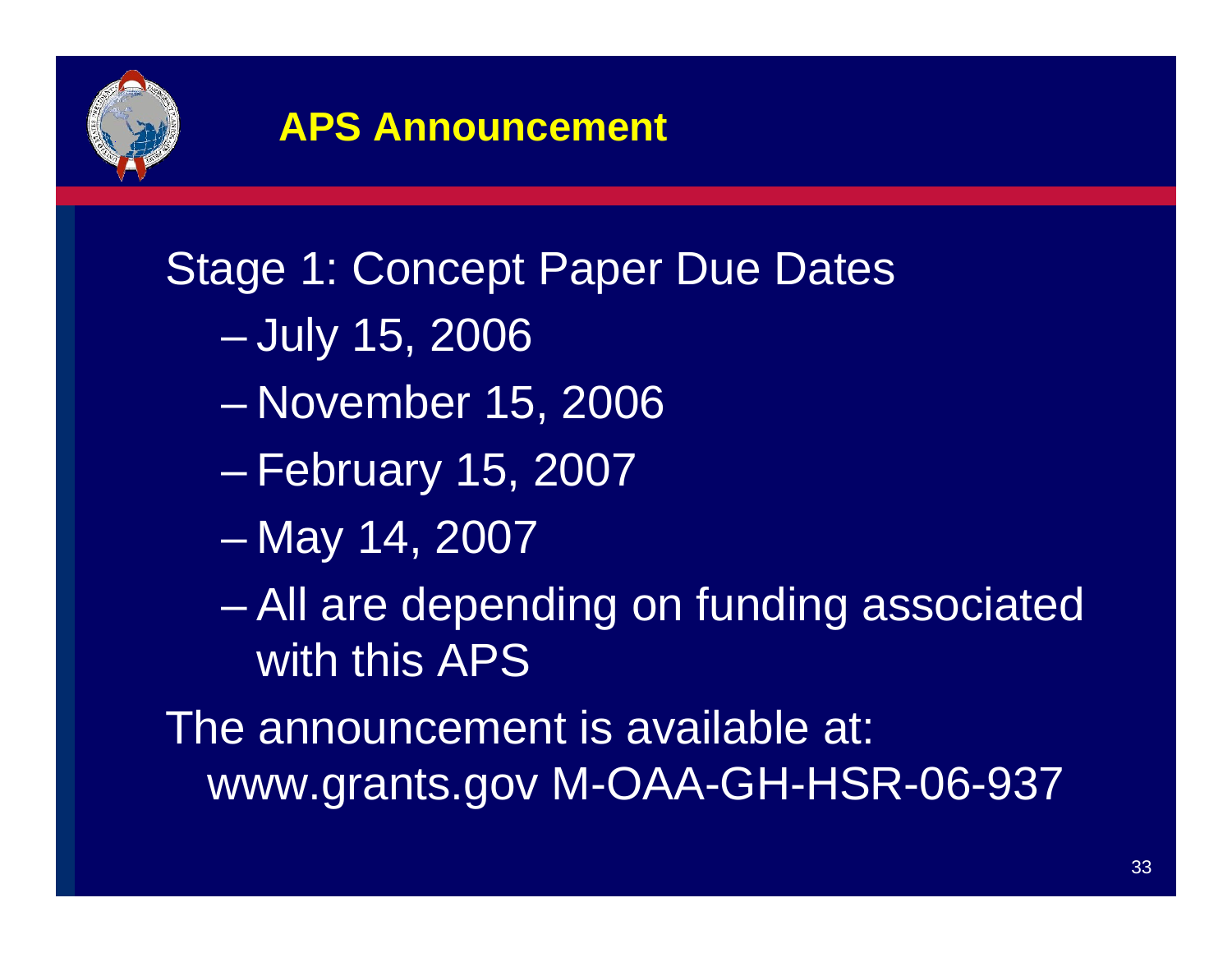## APS Announcement

Stage 1: Concept Paper Due Dates

- July 15, 2006
- November 15, 2006
- February 15, 2007
- May 14, 2007
- All are depending on funding associated with this APS

The announcement is available at: www.grants.gov M-OAA-GH-HSR-06-937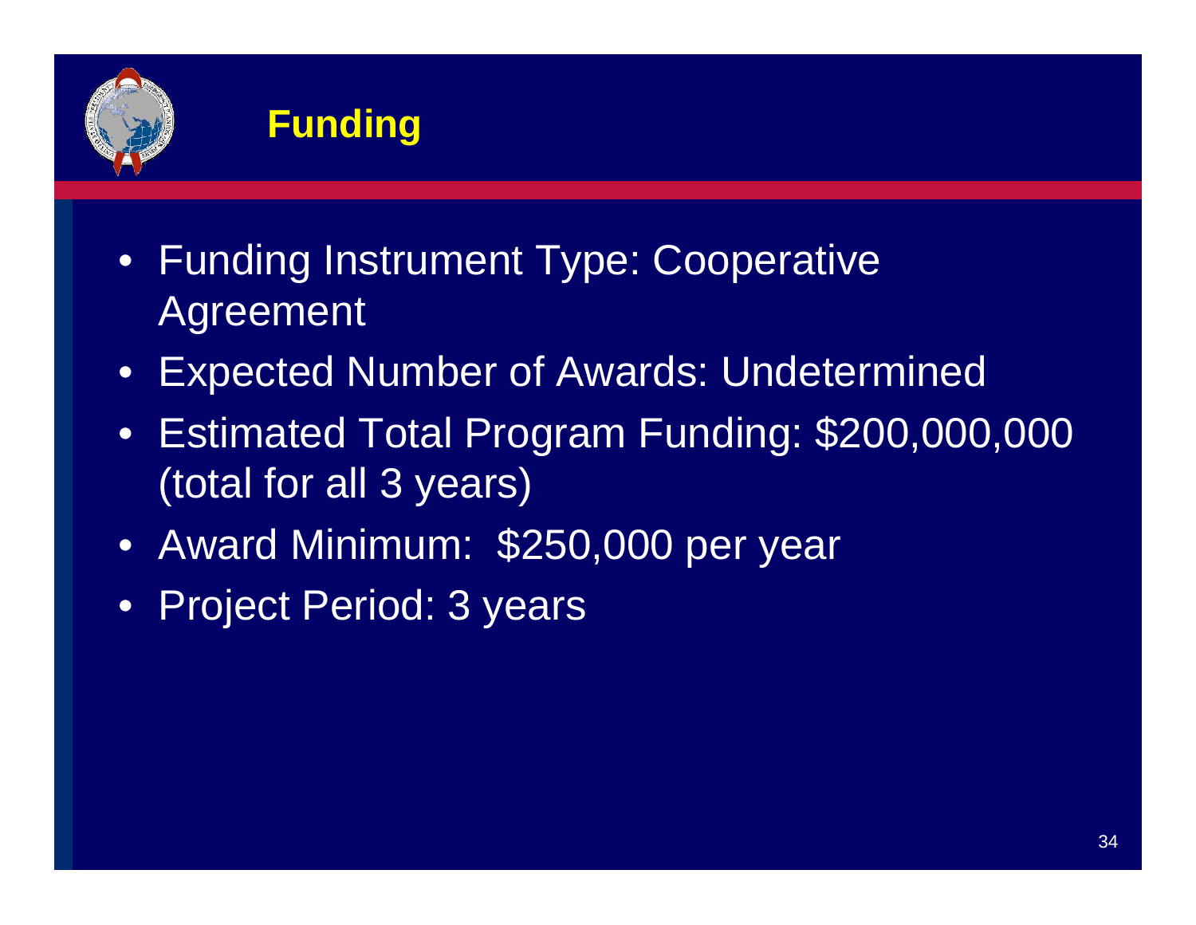# Funding

- Funding Instrument Type: Cooperative Agreement
- Expected Number of Awards: Undetermined
- Estimated Total Program Funding: $200,000,000 (total for all 3 years)
- Award Minimum: $250,000 per year
- Project Period: 3 years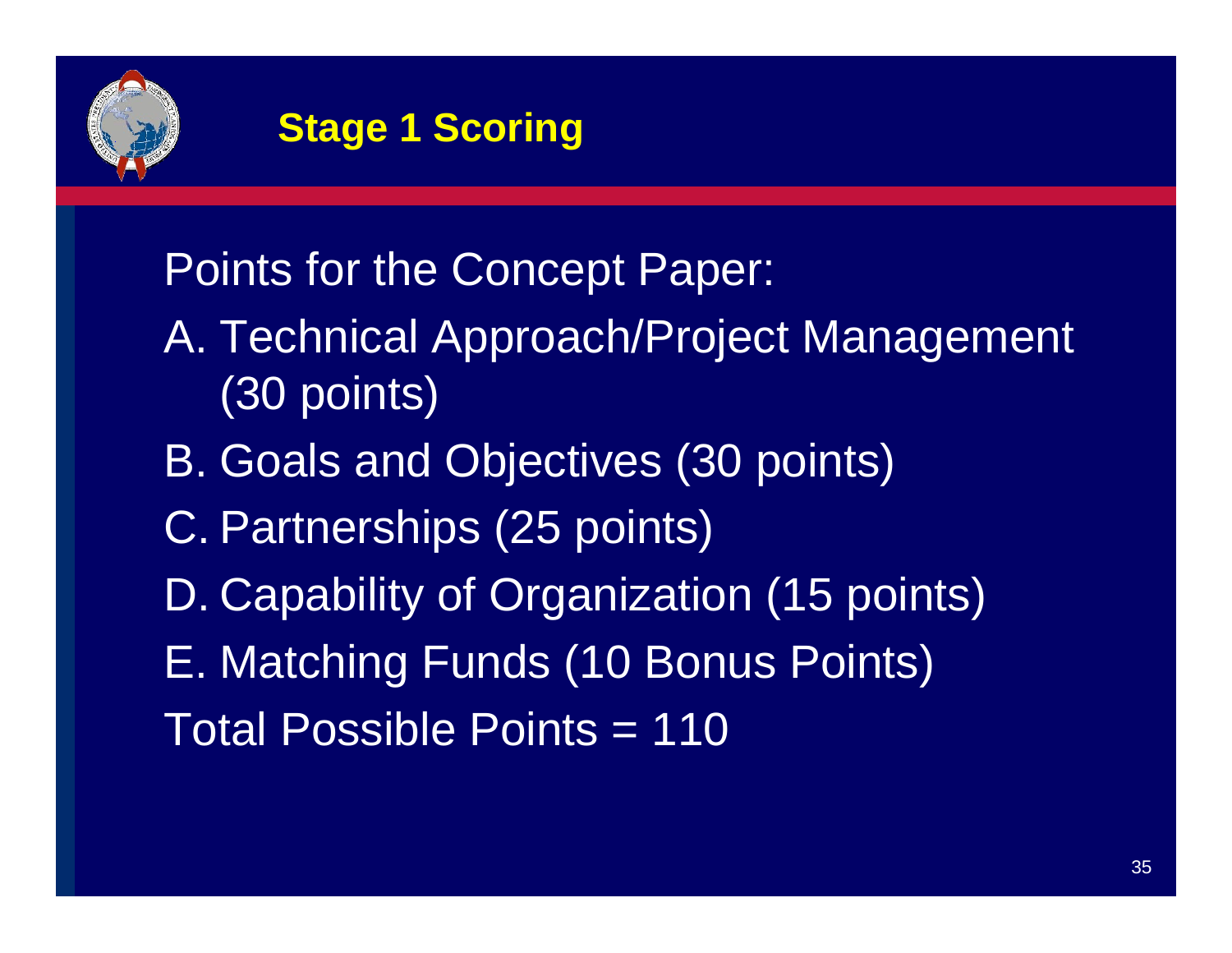## Stage 1 Scoring

Points for the Concept Paper:

A. Technical Approach/Project Management (30 points)

B. Goals and Objectives (30 points)

C. Partnerships (25 points)

D. Capability of Organization (15 points)

E. Matching Funds (10 Bonus Points)

Total Possible Points = 110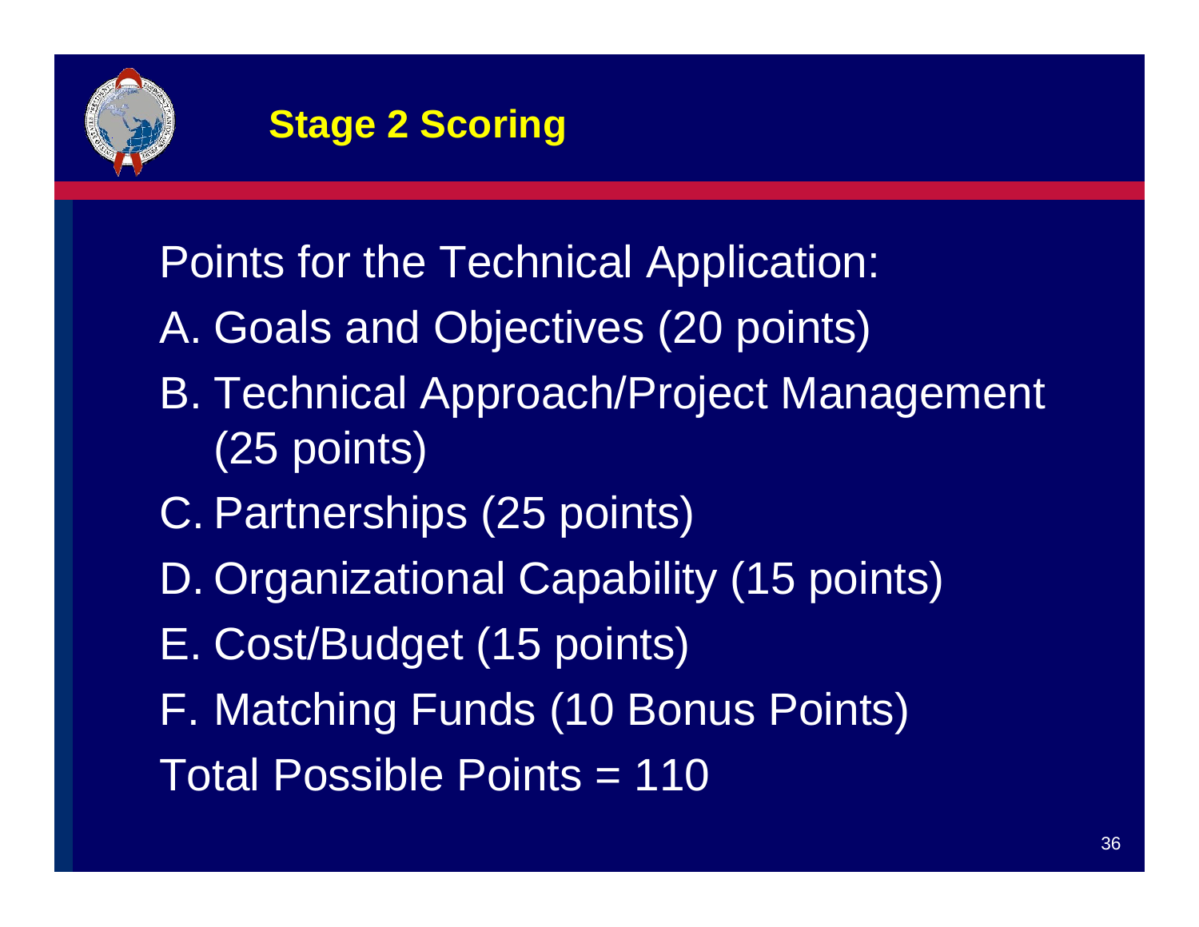## Stage 2 Scoring

Points for the Technical Application:

A. Goals and Objectives (20 points)

B. Technical Approach/Project Management (25 points)

C. Partnerships (25 points)

D. Organizational Capability (15 points)

E. Cost/Budget (15 points)

F. Matching Funds (10 Bonus Points)

Total Possible Points = 110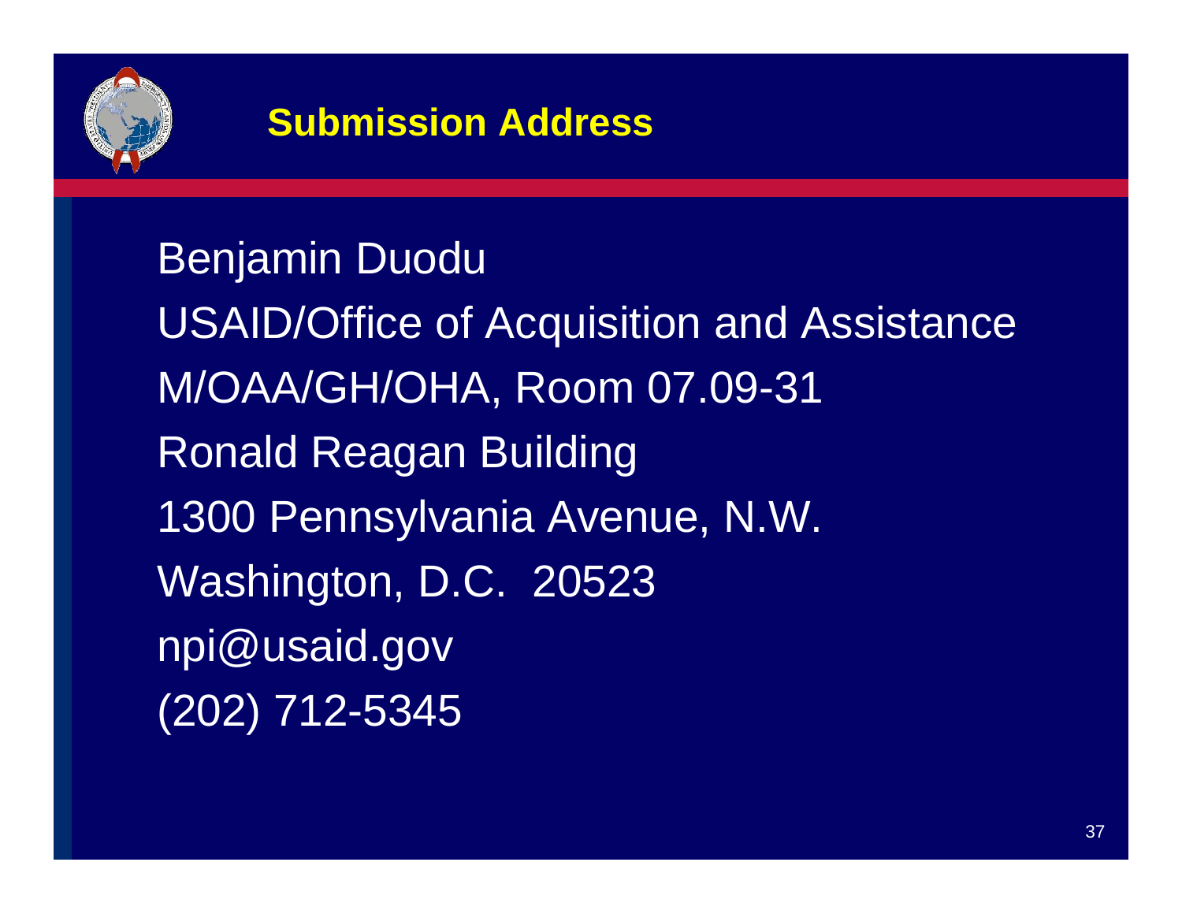## Submission Address

Benjamin Duodu
USAID/Office of Acquisition and Assistance
M/OAA/GH/OHA, Room 07.09-31
Ronald Reagan Building
1300 Pennsylvania Avenue, N.W.
Washington, D.C.  20523
npi@usaid.gov
(202) 712-5345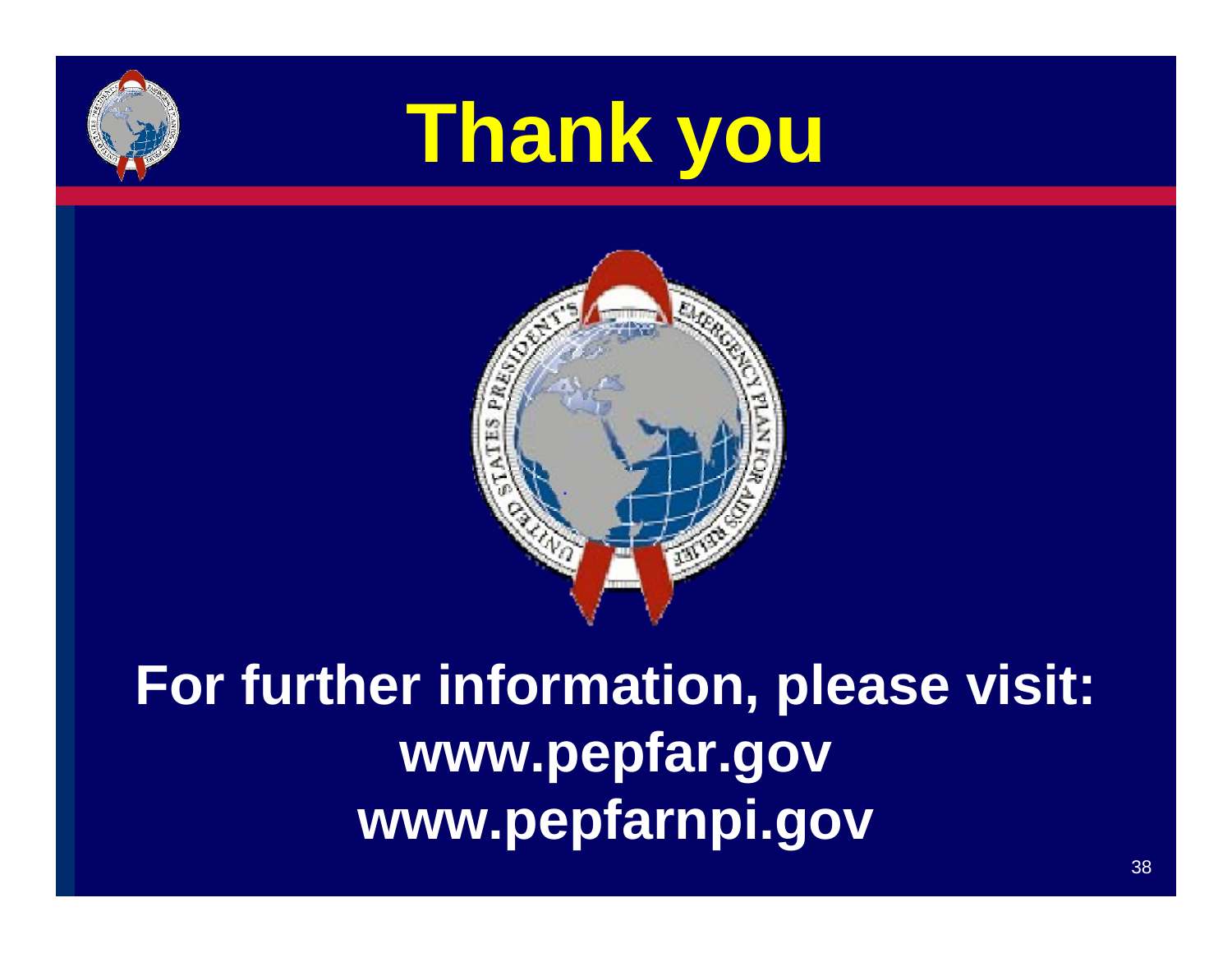# Thank you

**For further information, please visit:**
**www.pepfar.gov**
**www.pepfarnpi.gov**